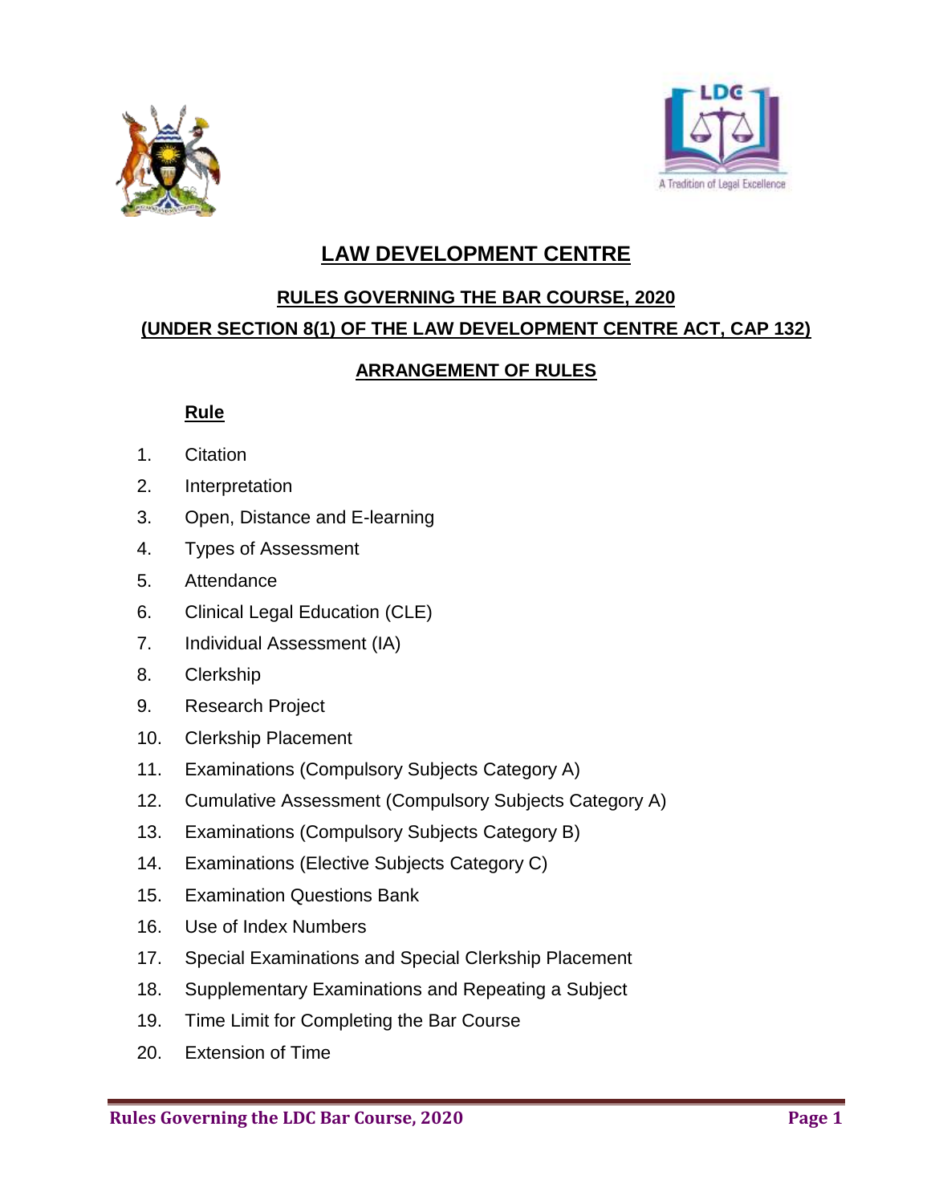# LAW DEVELOPMENT CENTRE

## RULES GOVERNING THE BAR COURSE, 2020

## (UNDER SECTION 8(1) OF THE LAW DEVELOPMENT CENTRE ACT, CAP 132)

### ARRANGEMENT OF RULES

**Rule**

1. Citation
2. Interpretation
3. Open, Distance and E-learning
4. Types of Assessment
5. Attendance
6. Clinical Legal Education (CLE)
7. Individual Assessment (IA)
8. Clerkship
9. Research Project
10. Clerkship Placement
11. Examinations (Compulsory Subjects Category A)
12. Cumulative Assessment (Compulsory Subjects Category A)
13. Examinations (Compulsory Subjects Category B)
14. Examinations (Elective Subjects Category C)
15. Examination Questions Bank
16. Use of Index Numbers
17. Special Examinations and Special Clerkship Placement
18. Supplementary Examinations and Repeating a Subject
19. Time Limit for Completing the Bar Course
20. Extension of Time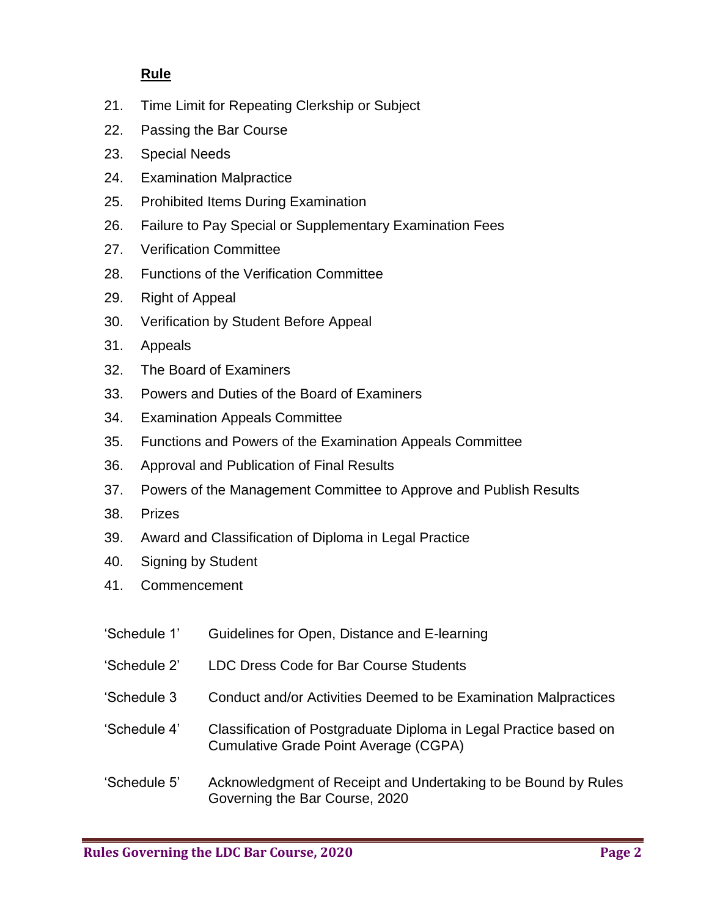**Rule**

21. Time Limit for Repeating Clerkship or Subject
22. Passing the Bar Course
23. Special Needs
24. Examination Malpractice
25. Prohibited Items During Examination
26. Failure to Pay Special or Supplementary Examination Fees
27. Verification Committee
28. Functions of the Verification Committee
29. Right of Appeal
30. Verification by Student Before Appeal
31. Appeals
32. The Board of Examiners
33. Powers and Duties of the Board of Examiners
34. Examination Appeals Committee
35. Functions and Powers of the Examination Appeals Committee
36. Approval and Publication of Final Results
37. Powers of the Management Committee to Approve and Publish Results
38. Prizes
39. Award and Classification of Diploma in Legal Practice
40. Signing by Student
41. Commencement

| | |
|---|---|
| 'Schedule 1' | Guidelines for Open, Distance and E-learning |
| 'Schedule 2' | LDC Dress Code for Bar Course Students |
| 'Schedule 3 | Conduct and/or Activities Deemed to be Examination Malpractices |
| 'Schedule 4' | Classification of Postgraduate Diploma in Legal Practice based on Cumulative Grade Point Average (CGPA) |
| 'Schedule 5' | Acknowledgment of Receipt and Undertaking to be Bound by Rules Governing the Bar Course, 2020 |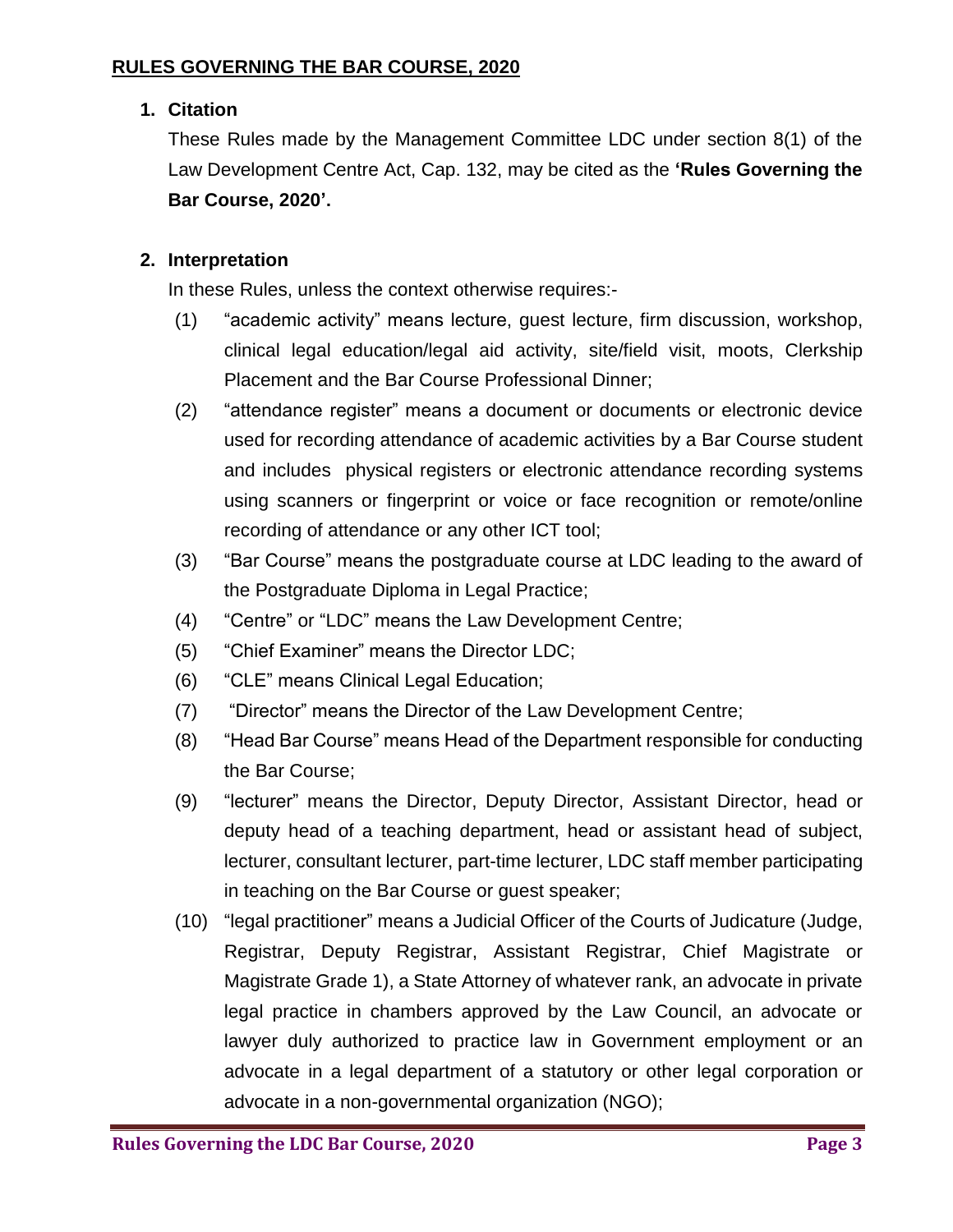## RULES GOVERNING THE BAR COURSE, 2020

### 1. Citation

These Rules made by the Management Committee LDC under section 8(1) of the Law Development Centre Act, Cap. 132, may be cited as the **'Rules Governing the Bar Course, 2020'.**

### 2. Interpretation

In these Rules, unless the context otherwise requires:-

(1) "academic activity" means lecture, guest lecture, firm discussion, workshop, clinical legal education/legal aid activity, site/field visit, moots, Clerkship Placement and the Bar Course Professional Dinner;

(2) "attendance register" means a document or documents or electronic device used for recording attendance of academic activities by a Bar Course student and includes physical registers or electronic attendance recording systems using scanners or fingerprint or voice or face recognition or remote/online recording of attendance or any other ICT tool;

(3) "Bar Course" means the postgraduate course at LDC leading to the award of the Postgraduate Diploma in Legal Practice;

(4) "Centre" or "LDC" means the Law Development Centre;

(5) "Chief Examiner" means the Director LDC;

(6) "CLE" means Clinical Legal Education;

(7) "Director" means the Director of the Law Development Centre;

(8) "Head Bar Course" means Head of the Department responsible for conducting the Bar Course;

(9) "lecturer" means the Director, Deputy Director, Assistant Director, head or deputy head of a teaching department, head or assistant head of subject, lecturer, consultant lecturer, part-time lecturer, LDC staff member participating in teaching on the Bar Course or guest speaker;

(10) "legal practitioner" means a Judicial Officer of the Courts of Judicature (Judge, Registrar, Deputy Registrar, Assistant Registrar, Chief Magistrate or Magistrate Grade 1), a State Attorney of whatever rank, an advocate in private legal practice in chambers approved by the Law Council, an advocate or lawyer duly authorized to practice law in Government employment or an advocate in a legal department of a statutory or other legal corporation or advocate in a non-governmental organization (NGO);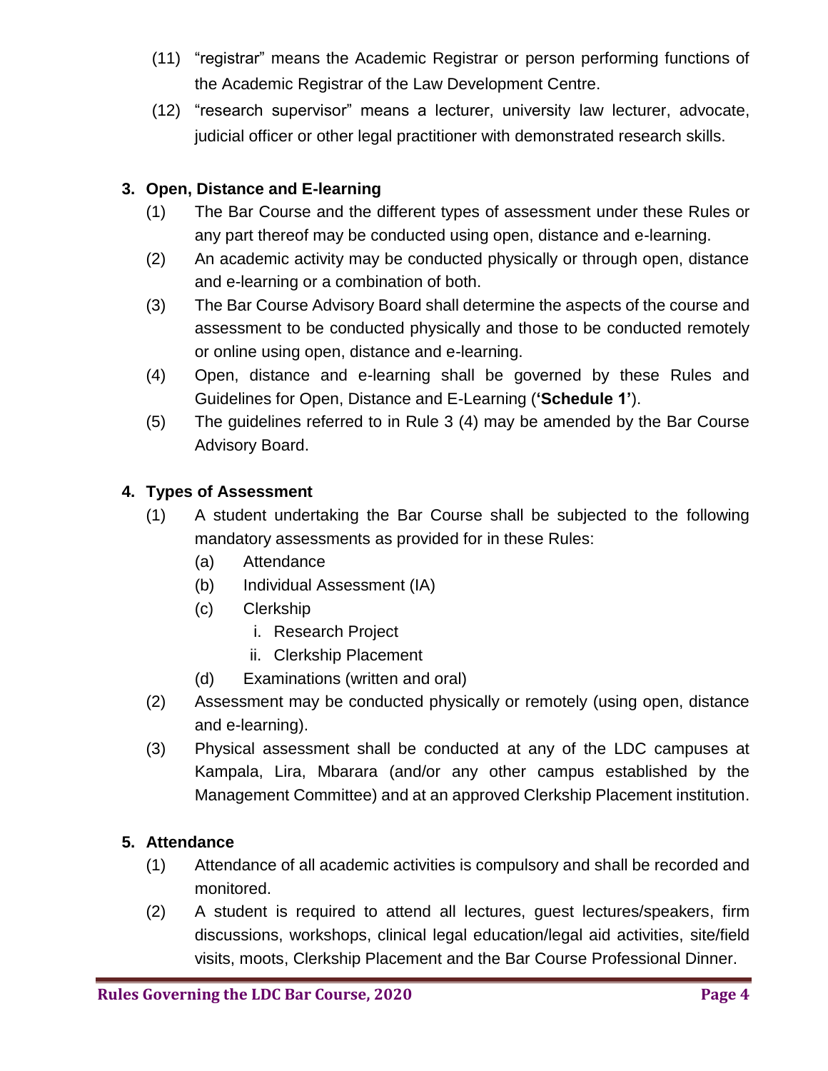(11) "registrar" means the Academic Registrar or person performing functions of the Academic Registrar of the Law Development Centre.

(12) "research supervisor" means a lecturer, university law lecturer, advocate, judicial officer or other legal practitioner with demonstrated research skills.

### 3. Open, Distance and E-learning

(1) The Bar Course and the different types of assessment under these Rules or any part thereof may be conducted using open, distance and e-learning.

(2) An academic activity may be conducted physically or through open, distance and e-learning or a combination of both.

(3) The Bar Course Advisory Board shall determine the aspects of the course and assessment to be conducted physically and those to be conducted remotely or online using open, distance and e-learning.

(4) Open, distance and e-learning shall be governed by these Rules and Guidelines for Open, Distance and E-Learning (**'Schedule 1'**).

(5) The guidelines referred to in Rule 3 (4) may be amended by the Bar Course Advisory Board.

### 4. Types of Assessment

(1) A student undertaking the Bar Course shall be subjected to the following mandatory assessments as provided for in these Rules:

  (a) Attendance

  (b) Individual Assessment (IA)

  (c) Clerkship

    i. Research Project

    ii. Clerkship Placement

  (d) Examinations (written and oral)

(2) Assessment may be conducted physically or remotely (using open, distance and e-learning).

(3) Physical assessment shall be conducted at any of the LDC campuses at Kampala, Lira, Mbarara (and/or any other campus established by the Management Committee) and at an approved Clerkship Placement institution.

### 5. Attendance

(1) Attendance of all academic activities is compulsory and shall be recorded and monitored.

(2) A student is required to attend all lectures, guest lectures/speakers, firm discussions, workshops, clinical legal education/legal aid activities, site/field visits, moots, Clerkship Placement and the Bar Course Professional Dinner.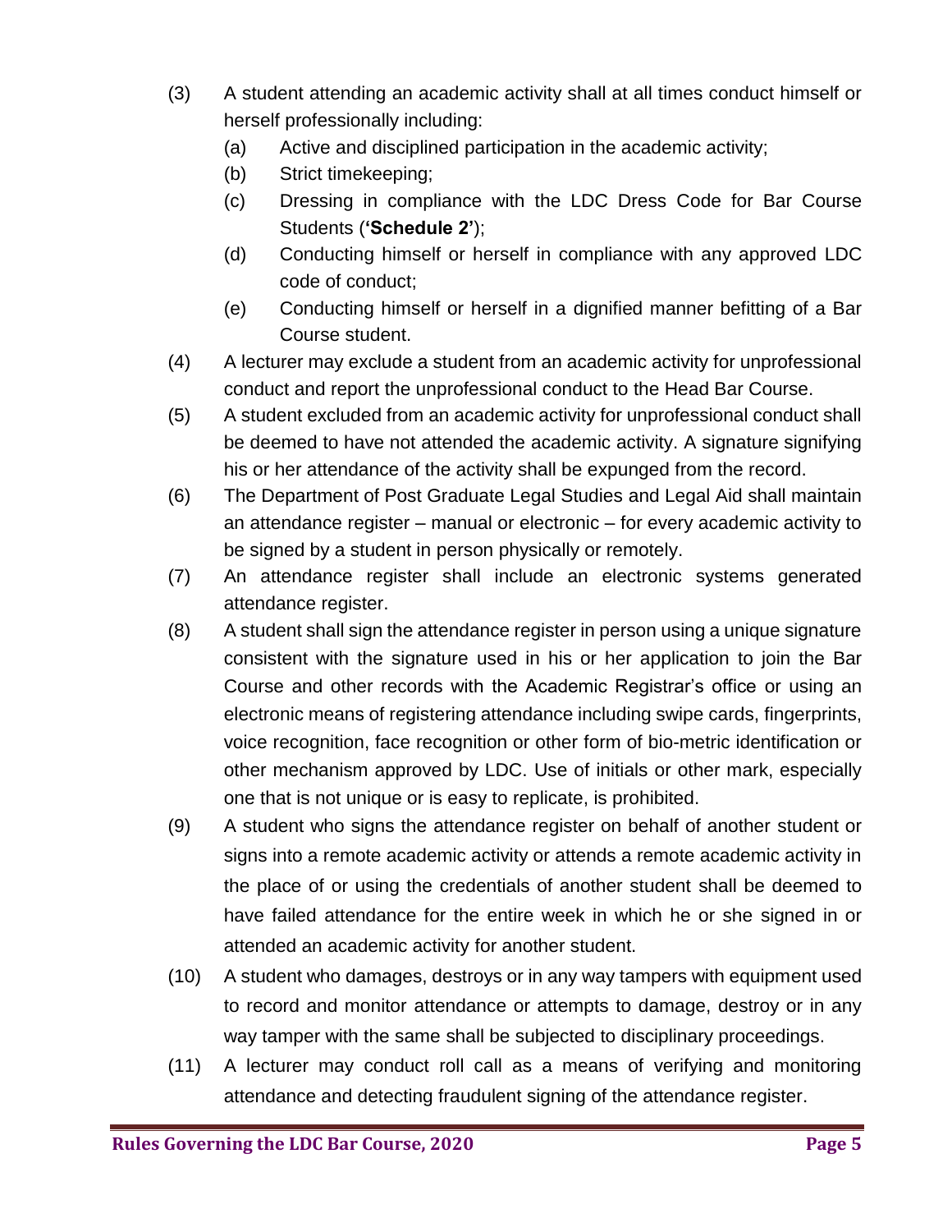(3) A student attending an academic activity shall at all times conduct himself or herself professionally including:

   (a) Active and disciplined participation in the academic activity;

   (b) Strict timekeeping;

   (c) Dressing in compliance with the LDC Dress Code for Bar Course Students (**'Schedule 2'**);

   (d) Conducting himself or herself in compliance with any approved LDC code of conduct;

   (e) Conducting himself or herself in a dignified manner befitting of a Bar Course student.

(4) A lecturer may exclude a student from an academic activity for unprofessional conduct and report the unprofessional conduct to the Head Bar Course.

(5) A student excluded from an academic activity for unprofessional conduct shall be deemed to have not attended the academic activity. A signature signifying his or her attendance of the activity shall be expunged from the record.

(6) The Department of Post Graduate Legal Studies and Legal Aid shall maintain an attendance register – manual or electronic – for every academic activity to be signed by a student in person physically or remotely.

(7) An attendance register shall include an electronic systems generated attendance register.

(8) A student shall sign the attendance register in person using a unique signature consistent with the signature used in his or her application to join the Bar Course and other records with the Academic Registrar's office or using an electronic means of registering attendance including swipe cards, fingerprints, voice recognition, face recognition or other form of bio-metric identification or other mechanism approved by LDC. Use of initials or other mark, especially one that is not unique or is easy to replicate, is prohibited.

(9) A student who signs the attendance register on behalf of another student or signs into a remote academic activity or attends a remote academic activity in the place of or using the credentials of another student shall be deemed to have failed attendance for the entire week in which he or she signed in or attended an academic activity for another student.

(10) A student who damages, destroys or in any way tampers with equipment used to record and monitor attendance or attempts to damage, destroy or in any way tamper with the same shall be subjected to disciplinary proceedings.

(11) A lecturer may conduct roll call as a means of verifying and monitoring attendance and detecting fraudulent signing of the attendance register.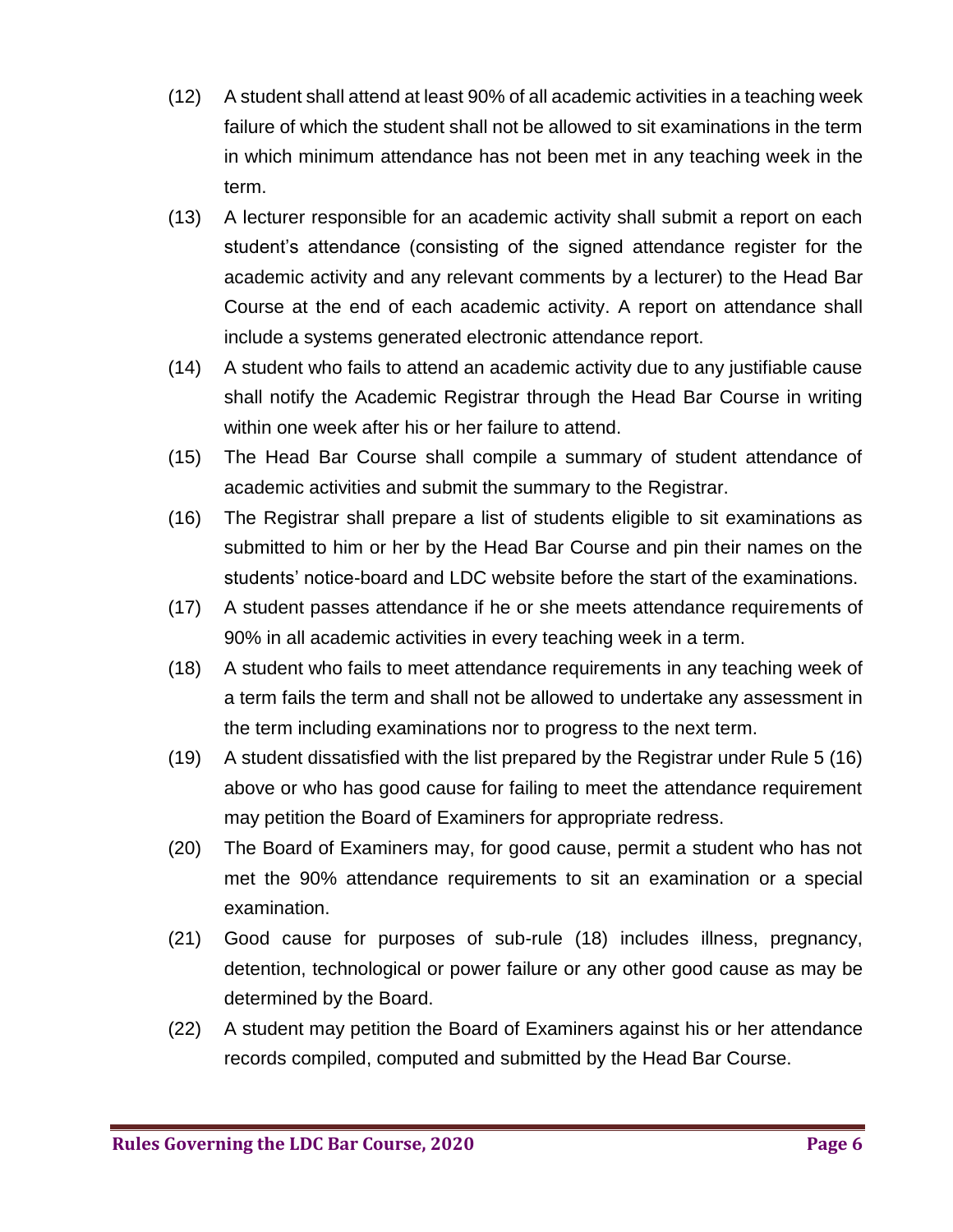(12) A student shall attend at least 90% of all academic activities in a teaching week failure of which the student shall not be allowed to sit examinations in the term in which minimum attendance has not been met in any teaching week in the term.

(13) A lecturer responsible for an academic activity shall submit a report on each student's attendance (consisting of the signed attendance register for the academic activity and any relevant comments by a lecturer) to the Head Bar Course at the end of each academic activity. A report on attendance shall include a systems generated electronic attendance report.

(14) A student who fails to attend an academic activity due to any justifiable cause shall notify the Academic Registrar through the Head Bar Course in writing within one week after his or her failure to attend.

(15) The Head Bar Course shall compile a summary of student attendance of academic activities and submit the summary to the Registrar.

(16) The Registrar shall prepare a list of students eligible to sit examinations as submitted to him or her by the Head Bar Course and pin their names on the students' notice-board and LDC website before the start of the examinations.

(17) A student passes attendance if he or she meets attendance requirements of 90% in all academic activities in every teaching week in a term.

(18) A student who fails to meet attendance requirements in any teaching week of a term fails the term and shall not be allowed to undertake any assessment in the term including examinations nor to progress to the next term.

(19) A student dissatisfied with the list prepared by the Registrar under Rule 5 (16) above or who has good cause for failing to meet the attendance requirement may petition the Board of Examiners for appropriate redress.

(20) The Board of Examiners may, for good cause, permit a student who has not met the 90% attendance requirements to sit an examination or a special examination.

(21) Good cause for purposes of sub-rule (18) includes illness, pregnancy, detention, technological or power failure or any other good cause as may be determined by the Board.

(22) A student may petition the Board of Examiners against his or her attendance records compiled, computed and submitted by the Head Bar Course.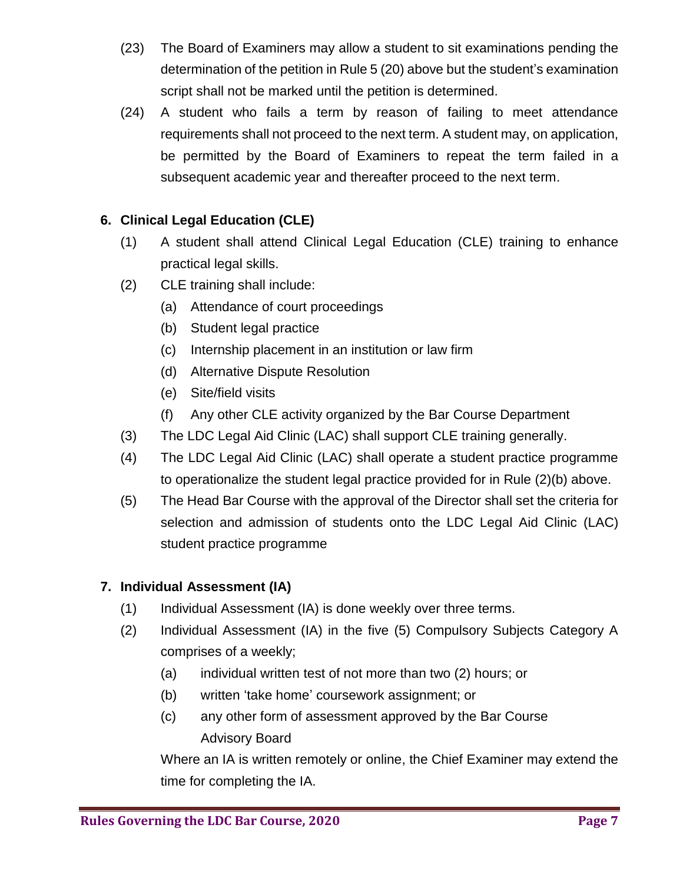(23) The Board of Examiners may allow a student to sit examinations pending the determination of the petition in Rule 5 (20) above but the student's examination script shall not be marked until the petition is determined.

(24) A student who fails a term by reason of failing to meet attendance requirements shall not proceed to the next term. A student may, on application, be permitted by the Board of Examiners to repeat the term failed in a subsequent academic year and thereafter proceed to the next term.

## 6. Clinical Legal Education (CLE)

(1) A student shall attend Clinical Legal Education (CLE) training to enhance practical legal skills.

(2) CLE training shall include:

- (a) Attendance of court proceedings
- (b) Student legal practice
- (c) Internship placement in an institution or law firm
- (d) Alternative Dispute Resolution
- (e) Site/field visits
- (f) Any other CLE activity organized by the Bar Course Department

(3) The LDC Legal Aid Clinic (LAC) shall support CLE training generally.

(4) The LDC Legal Aid Clinic (LAC) shall operate a student practice programme to operationalize the student legal practice provided for in Rule (2)(b) above.

(5) The Head Bar Course with the approval of the Director shall set the criteria for selection and admission of students onto the LDC Legal Aid Clinic (LAC) student practice programme

## 7. Individual Assessment (IA)

(1) Individual Assessment (IA) is done weekly over three terms.

(2) Individual Assessment (IA) in the five (5) Compulsory Subjects Category A comprises of a weekly;

- (a) individual written test of not more than two (2) hours; or
- (b) written 'take home' coursework assignment; or
- (c) any other form of assessment approved by the Bar Course Advisory Board

Where an IA is written remotely or online, the Chief Examiner may extend the time for completing the IA.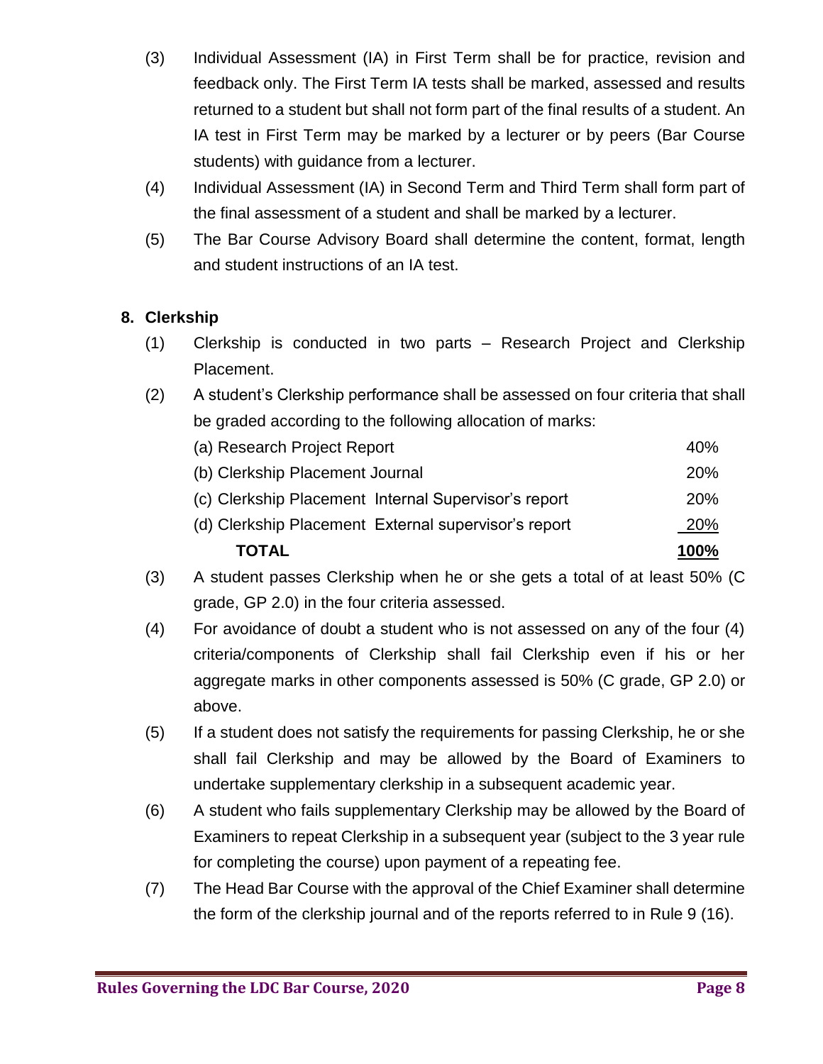(3) Individual Assessment (IA) in First Term shall be for practice, revision and feedback only. The First Term IA tests shall be marked, assessed and results returned to a student but shall not form part of the final results of a student. An IA test in First Term may be marked by a lecturer or by peers (Bar Course students) with guidance from a lecturer.

(4) Individual Assessment (IA) in Second Term and Third Term shall form part of the final assessment of a student and shall be marked by a lecturer.

(5) The Bar Course Advisory Board shall determine the content, format, length and student instructions of an IA test.

## 8. Clerkship

(1) Clerkship is conducted in two parts – Research Project and Clerkship Placement.

(2) A student's Clerkship performance shall be assessed on four criteria that shall be graded according to the following allocation of marks:

| | |
|---|---|
| (a) Research Project Report | 40% |
| (b) Clerkship Placement Journal | 20% |
| (c) Clerkship Placement Internal Supervisor's report | 20% |
| (d) Clerkship Placement External supervisor's report | 20% |
| **TOTAL** | **100%** |

(3) A student passes Clerkship when he or she gets a total of at least 50% (C grade, GP 2.0) in the four criteria assessed.

(4) For avoidance of doubt a student who is not assessed on any of the four (4) criteria/components of Clerkship shall fail Clerkship even if his or her aggregate marks in other components assessed is 50% (C grade, GP 2.0) or above.

(5) If a student does not satisfy the requirements for passing Clerkship, he or she shall fail Clerkship and may be allowed by the Board of Examiners to undertake supplementary clerkship in a subsequent academic year.

(6) A student who fails supplementary Clerkship may be allowed by the Board of Examiners to repeat Clerkship in a subsequent year (subject to the 3 year rule for completing the course) upon payment of a repeating fee.

(7) The Head Bar Course with the approval of the Chief Examiner shall determine the form of the clerkship journal and of the reports referred to in Rule 9 (16).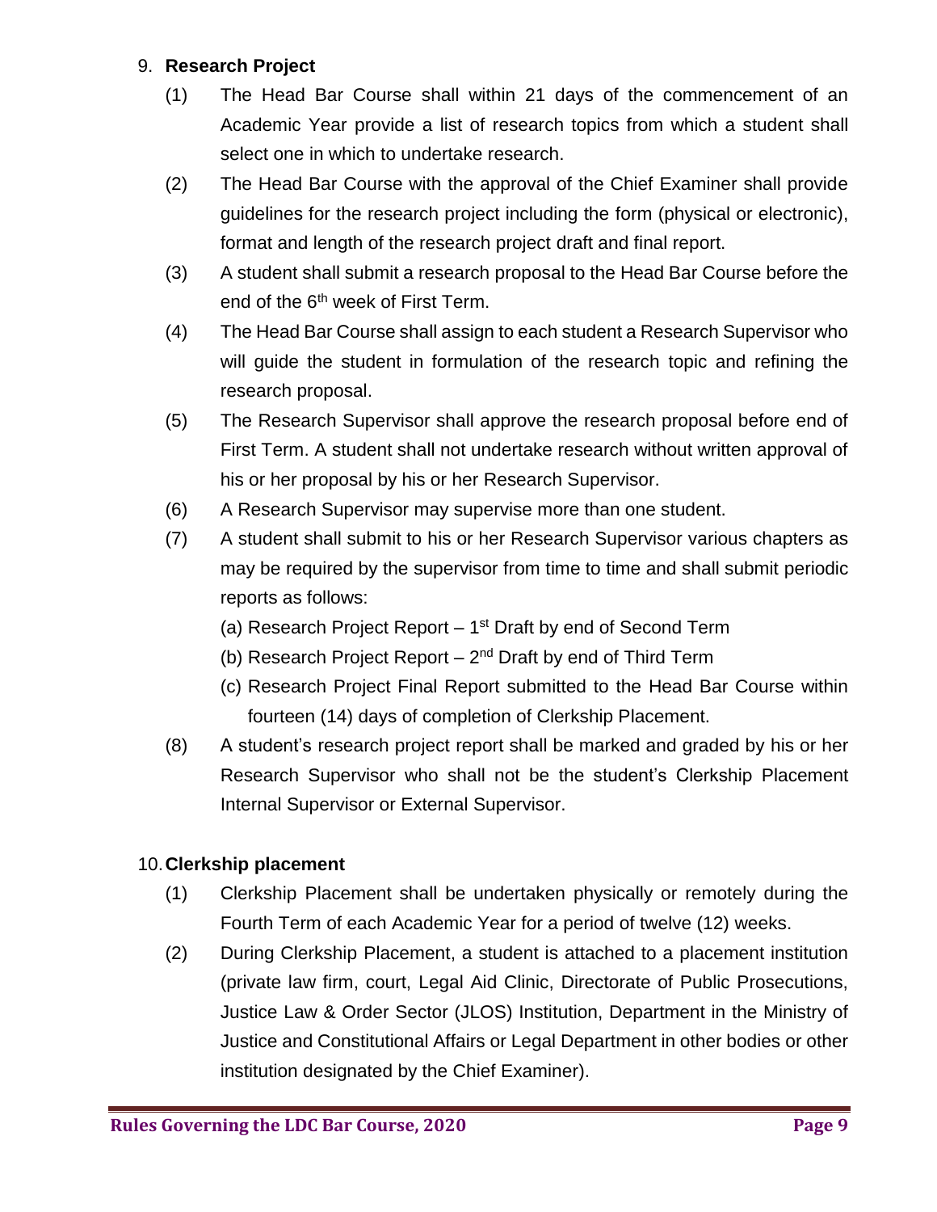## 9. Research Project

(1) The Head Bar Course shall within 21 days of the commencement of an Academic Year provide a list of research topics from which a student shall select one in which to undertake research.

(2) The Head Bar Course with the approval of the Chief Examiner shall provide guidelines for the research project including the form (physical or electronic), format and length of the research project draft and final report.

(3) A student shall submit a research proposal to the Head Bar Course before the end of the 6th week of First Term.

(4) The Head Bar Course shall assign to each student a Research Supervisor who will guide the student in formulation of the research topic and refining the research proposal.

(5) The Research Supervisor shall approve the research proposal before end of First Term. A student shall not undertake research without written approval of his or her proposal by his or her Research Supervisor.

(6) A Research Supervisor may supervise more than one student.

(7) A student shall submit to his or her Research Supervisor various chapters as may be required by the supervisor from time to time and shall submit periodic reports as follows:

   (a) Research Project Report – 1st Draft by end of Second Term

   (b) Research Project Report – 2nd Draft by end of Third Term

   (c) Research Project Final Report submitted to the Head Bar Course within fourteen (14) days of completion of Clerkship Placement.

(8) A student's research project report shall be marked and graded by his or her Research Supervisor who shall not be the student's Clerkship Placement Internal Supervisor or External Supervisor.

## 10. Clerkship placement

(1) Clerkship Placement shall be undertaken physically or remotely during the Fourth Term of each Academic Year for a period of twelve (12) weeks.

(2) During Clerkship Placement, a student is attached to a placement institution (private law firm, court, Legal Aid Clinic, Directorate of Public Prosecutions, Justice Law & Order Sector (JLOS) Institution, Department in the Ministry of Justice and Constitutional Affairs or Legal Department in other bodies or other institution designated by the Chief Examiner).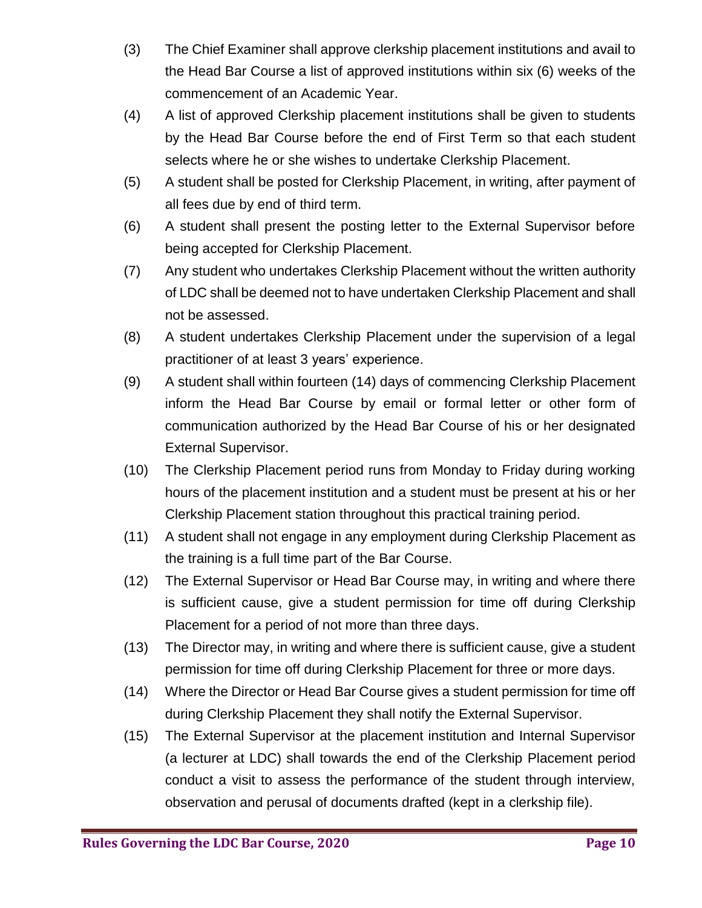(3) The Chief Examiner shall approve clerkship placement institutions and avail to the Head Bar Course a list of approved institutions within six (6) weeks of the commencement of an Academic Year.

(4) A list of approved Clerkship placement institutions shall be given to students by the Head Bar Course before the end of First Term so that each student selects where he or she wishes to undertake Clerkship Placement.

(5) A student shall be posted for Clerkship Placement, in writing, after payment of all fees due by end of third term.

(6) A student shall present the posting letter to the External Supervisor before being accepted for Clerkship Placement.

(7) Any student who undertakes Clerkship Placement without the written authority of LDC shall be deemed not to have undertaken Clerkship Placement and shall not be assessed.

(8) A student undertakes Clerkship Placement under the supervision of a legal practitioner of at least 3 years' experience.

(9) A student shall within fourteen (14) days of commencing Clerkship Placement inform the Head Bar Course by email or formal letter or other form of communication authorized by the Head Bar Course of his or her designated External Supervisor.

(10) The Clerkship Placement period runs from Monday to Friday during working hours of the placement institution and a student must be present at his or her Clerkship Placement station throughout this practical training period.

(11) A student shall not engage in any employment during Clerkship Placement as the training is a full time part of the Bar Course.

(12) The External Supervisor or Head Bar Course may, in writing and where there is sufficient cause, give a student permission for time off during Clerkship Placement for a period of not more than three days.

(13) The Director may, in writing and where there is sufficient cause, give a student permission for time off during Clerkship Placement for three or more days.

(14) Where the Director or Head Bar Course gives a student permission for time off during Clerkship Placement they shall notify the External Supervisor.

(15) The External Supervisor at the placement institution and Internal Supervisor (a lecturer at LDC) shall towards the end of the Clerkship Placement period conduct a visit to assess the performance of the student through interview, observation and perusal of documents drafted (kept in a clerkship file).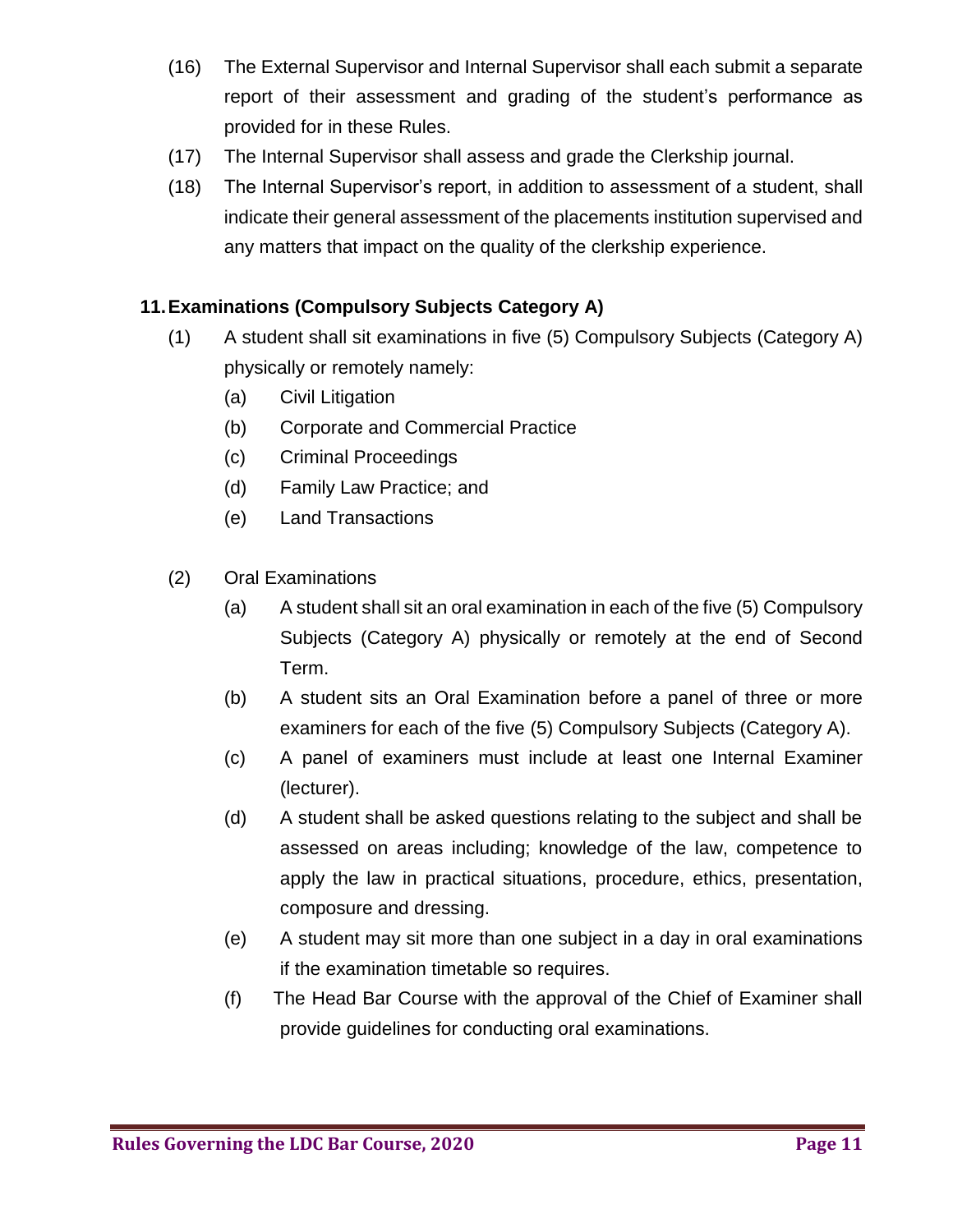(16) The External Supervisor and Internal Supervisor shall each submit a separate report of their assessment and grading of the student's performance as provided for in these Rules.

(17) The Internal Supervisor shall assess and grade the Clerkship journal.

(18) The Internal Supervisor's report, in addition to assessment of a student, shall indicate their general assessment of the placements institution supervised and any matters that impact on the quality of the clerkship experience.

## 11. Examinations (Compulsory Subjects Category A)

(1) A student shall sit examinations in five (5) Compulsory Subjects (Category A) physically or remotely namely:

- (a) Civil Litigation
- (b) Corporate and Commercial Practice
- (c) Criminal Proceedings
- (d) Family Law Practice; and
- (e) Land Transactions

(2) Oral Examinations

- (a) A student shall sit an oral examination in each of the five (5) Compulsory Subjects (Category A) physically or remotely at the end of Second Term.
- (b) A student sits an Oral Examination before a panel of three or more examiners for each of the five (5) Compulsory Subjects (Category A).
- (c) A panel of examiners must include at least one Internal Examiner (lecturer).
- (d) A student shall be asked questions relating to the subject and shall be assessed on areas including; knowledge of the law, competence to apply the law in practical situations, procedure, ethics, presentation, composure and dressing.
- (e) A student may sit more than one subject in a day in oral examinations if the examination timetable so requires.
- (f) The Head Bar Course with the approval of the Chief of Examiner shall provide guidelines for conducting oral examinations.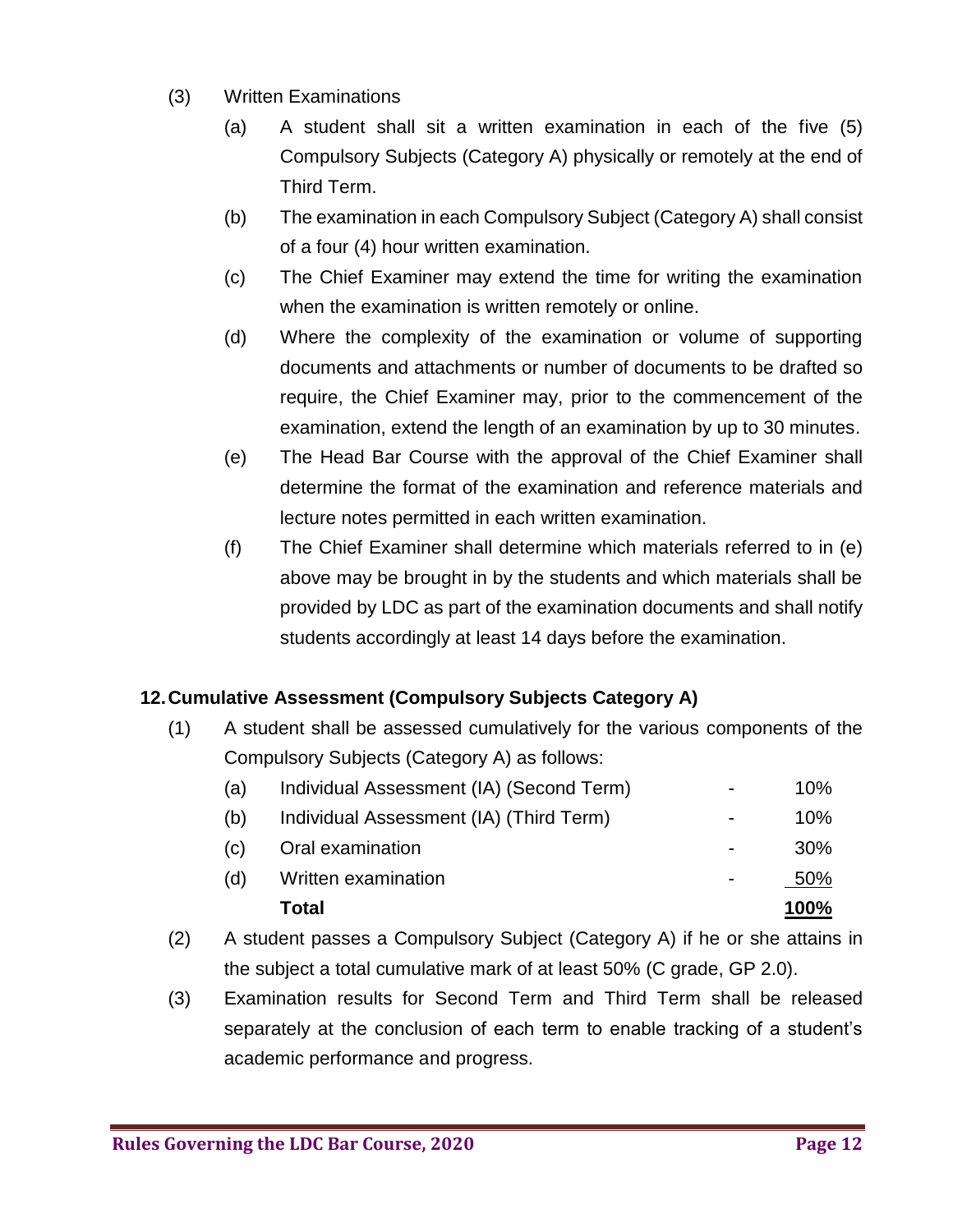(3) Written Examinations

(a) A student shall sit a written examination in each of the five (5) Compulsory Subjects (Category A) physically or remotely at the end of Third Term.

(b) The examination in each Compulsory Subject (Category A) shall consist of a four (4) hour written examination.

(c) The Chief Examiner may extend the time for writing the examination when the examination is written remotely or online.

(d) Where the complexity of the examination or volume of supporting documents and attachments or number of documents to be drafted so require, the Chief Examiner may, prior to the commencement of the examination, extend the length of an examination by up to 30 minutes.

(e) The Head Bar Course with the approval of the Chief Examiner shall determine the format of the examination and reference materials and lecture notes permitted in each written examination.

(f) The Chief Examiner shall determine which materials referred to in (e) above may be brought in by the students and which materials shall be provided by LDC as part of the examination documents and shall notify students accordingly at least 14 days before the examination.

## 12. Cumulative Assessment (Compulsory Subjects Category A)

(1) A student shall be assessed cumulatively for the various components of the Compulsory Subjects (Category A) as follows:

| | | | |
|---|---|---|---|
| (a) | Individual Assessment (IA) (Second Term) | - | 10% |
| (b) | Individual Assessment (IA) (Third Term) | - | 10% |
| (c) | Oral examination | - | 30% |
| (d) | Written examination | - | 50% |
| | **Total** | | **100%** |

(2) A student passes a Compulsory Subject (Category A) if he or she attains in the subject a total cumulative mark of at least 50% (C grade, GP 2.0).

(3) Examination results for Second Term and Third Term shall be released separately at the conclusion of each term to enable tracking of a student's academic performance and progress.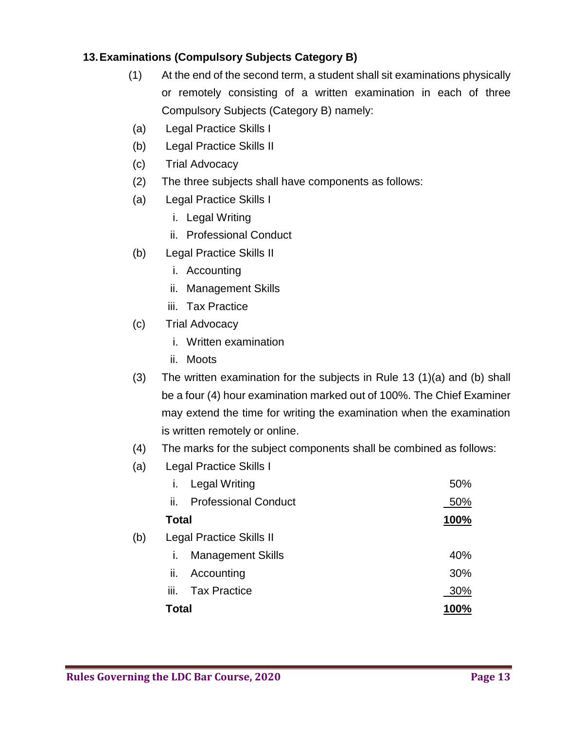### 13. Examinations (Compulsory Subjects Category B)

(1) At the end of the second term, a student shall sit examinations physically or remotely consisting of a written examination in each of three Compulsory Subjects (Category B) namely:

(a) Legal Practice Skills I

(b) Legal Practice Skills II

(c) Trial Advocacy

(2) The three subjects shall have components as follows:

(a) Legal Practice Skills I
   - i. Legal Writing
   - ii. Professional Conduct

(b) Legal Practice Skills II
   - i. Accounting
   - ii. Management Skills
   - iii. Tax Practice

(c) Trial Advocacy
   - i. Written examination
   - ii. Moots

(3) The written examination for the subjects in Rule 13 (1)(a) and (b) shall be a four (4) hour examination marked out of 100%. The Chief Examiner may extend the time for writing the examination when the examination is written remotely or online.

(4) The marks for the subject components shall be combined as follows:

(a) Legal Practice Skills I

| Component | Weight |
|---|---|
| i. Legal Writing | 50% |
| ii. Professional Conduct | 50% |
| **Total** | **100%** |

(b) Legal Practice Skills II

| Component | Weight |
|---|---|
| i. Management Skills | 40% |
| ii. Accounting | 30% |
| iii. Tax Practice | 30% |
| **Total** | **100%** |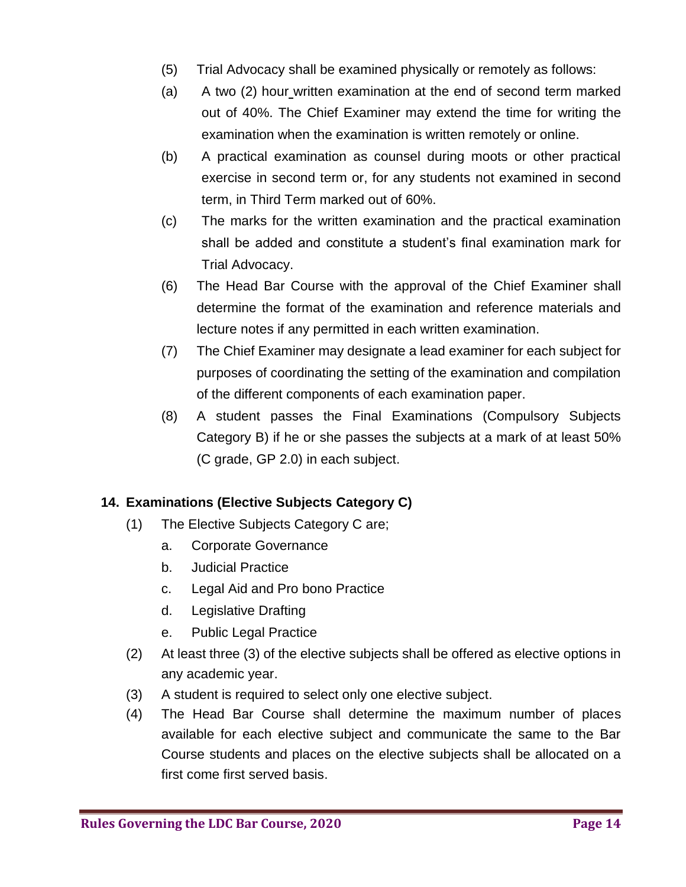(5) Trial Advocacy shall be examined physically or remotely as follows:

(a) A two (2) hour written examination at the end of second term marked out of 40%. The Chief Examiner may extend the time for writing the examination when the examination is written remotely or online.

(b) A practical examination as counsel during moots or other practical exercise in second term or, for any students not examined in second term, in Third Term marked out of 60%.

(c) The marks for the written examination and the practical examination shall be added and constitute a student's final examination mark for Trial Advocacy.

(6) The Head Bar Course with the approval of the Chief Examiner shall determine the format of the examination and reference materials and lecture notes if any permitted in each written examination.

(7) The Chief Examiner may designate a lead examiner for each subject for purposes of coordinating the setting of the examination and compilation of the different components of each examination paper.

(8) A student passes the Final Examinations (Compulsory Subjects Category B) if he or she passes the subjects at a mark of at least 50% (C grade, GP 2.0) in each subject.

## 14. Examinations (Elective Subjects Category C)

(1) The Elective Subjects Category C are;

  a. Corporate Governance
  b. Judicial Practice
  c. Legal Aid and Pro bono Practice
  d. Legislative Drafting
  e. Public Legal Practice

(2) At least three (3) of the elective subjects shall be offered as elective options in any academic year.

(3) A student is required to select only one elective subject.

(4) The Head Bar Course shall determine the maximum number of places available for each elective subject and communicate the same to the Bar Course students and places on the elective subjects shall be allocated on a first come first served basis.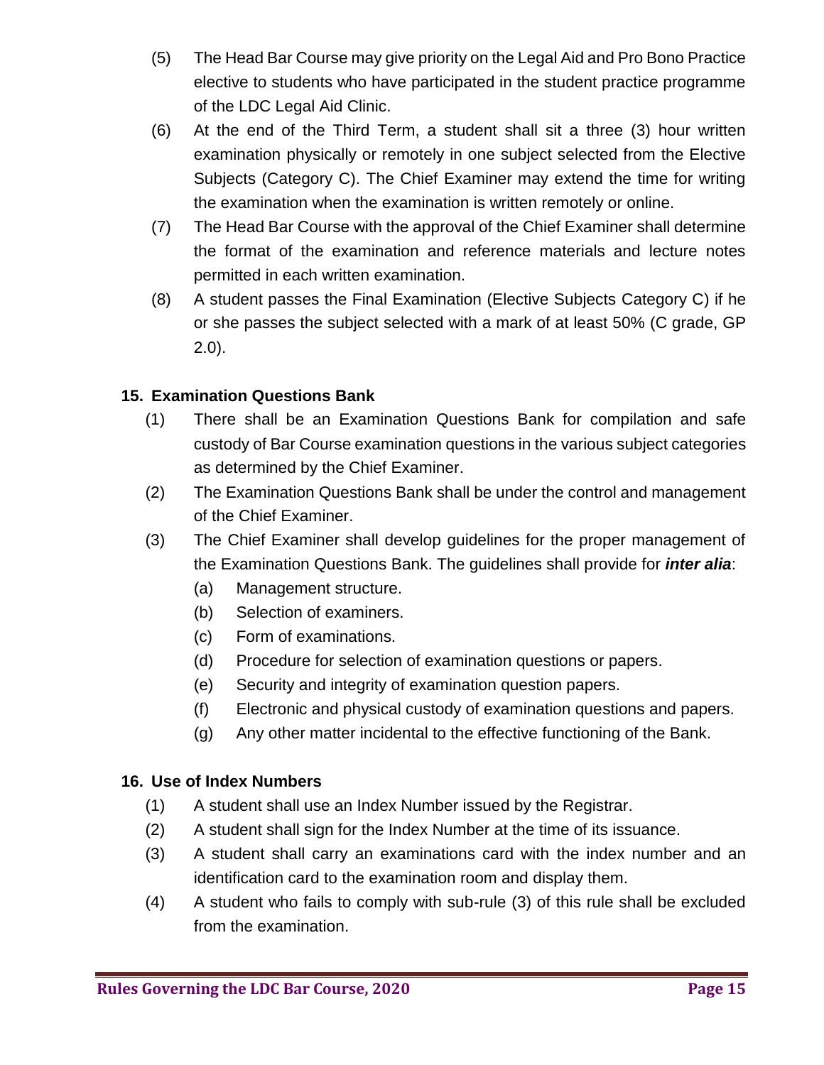(5) The Head Bar Course may give priority on the Legal Aid and Pro Bono Practice elective to students who have participated in the student practice programme of the LDC Legal Aid Clinic.

(6) At the end of the Third Term, a student shall sit a three (3) hour written examination physically or remotely in one subject selected from the Elective Subjects (Category C). The Chief Examiner may extend the time for writing the examination when the examination is written remotely or online.

(7) The Head Bar Course with the approval of the Chief Examiner shall determine the format of the examination and reference materials and lecture notes permitted in each written examination.

(8) A student passes the Final Examination (Elective Subjects Category C) if he or she passes the subject selected with a mark of at least 50% (C grade, GP 2.0).

### 15. Examination Questions Bank

(1) There shall be an Examination Questions Bank for compilation and safe custody of Bar Course examination questions in the various subject categories as determined by the Chief Examiner.

(2) The Examination Questions Bank shall be under the control and management of the Chief Examiner.

(3) The Chief Examiner shall develop guidelines for the proper management of the Examination Questions Bank. The guidelines shall provide for ***inter alia***:

   (a) Management structure.
   (b) Selection of examiners.
   (c) Form of examinations.
   (d) Procedure for selection of examination questions or papers.
   (e) Security and integrity of examination question papers.
   (f) Electronic and physical custody of examination questions and papers.
   (g) Any other matter incidental to the effective functioning of the Bank.

### 16. Use of Index Numbers

(1) A student shall use an Index Number issued by the Registrar.

(2) A student shall sign for the Index Number at the time of its issuance.

(3) A student shall carry an examinations card with the index number and an identification card to the examination room and display them.

(4) A student who fails to comply with sub-rule (3) of this rule shall be excluded from the examination.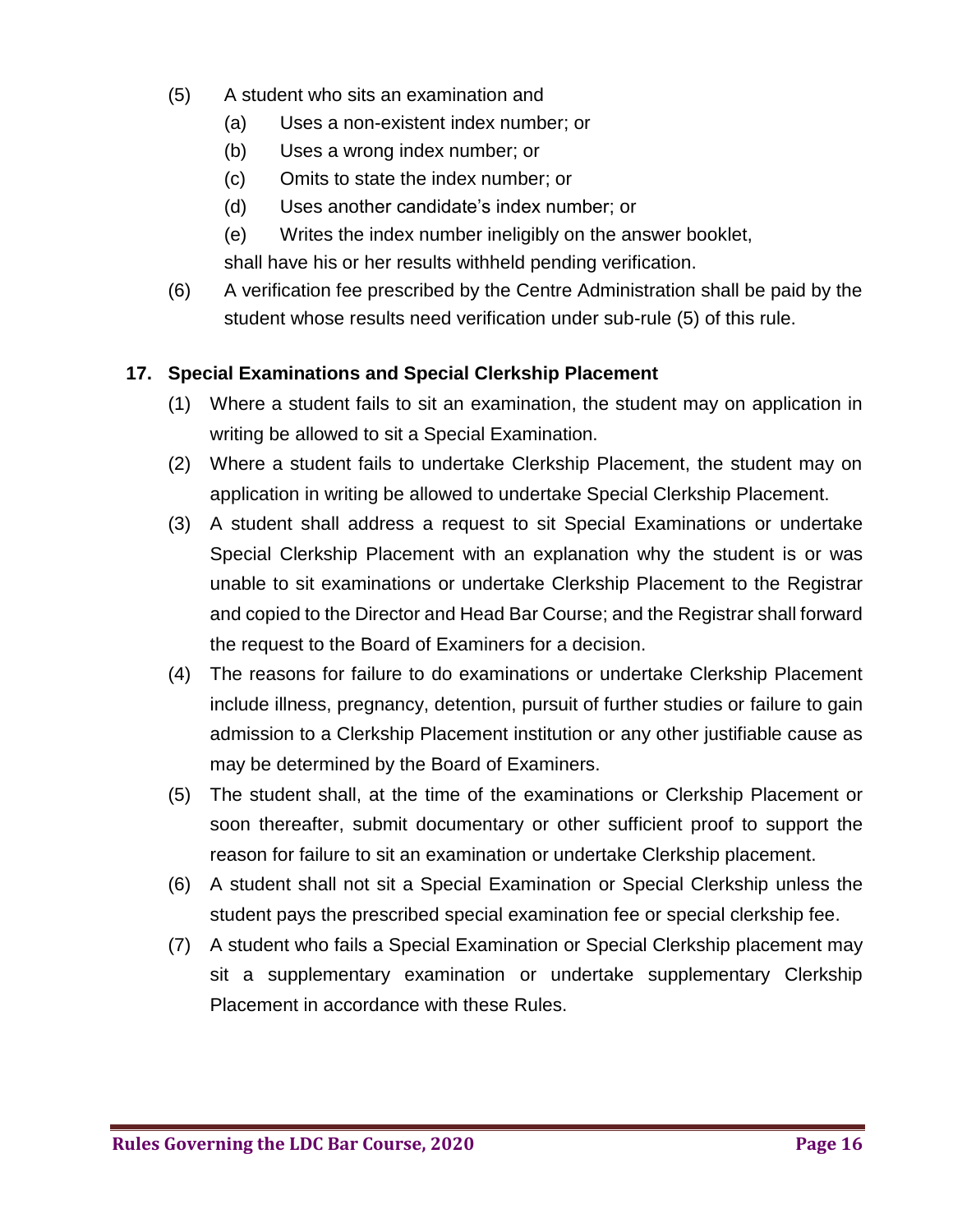(5) A student who sits an examination and

   (a) Uses a non-existent index number; or

   (b) Uses a wrong index number; or

   (c) Omits to state the index number; or

   (d) Uses another candidate's index number; or

   (e) Writes the index number ineligibly on the answer booklet,

   shall have his or her results withheld pending verification.

(6) A verification fee prescribed by the Centre Administration shall be paid by the student whose results need verification under sub-rule (5) of this rule.

**17. Special Examinations and Special Clerkship Placement**

(1) Where a student fails to sit an examination, the student may on application in writing be allowed to sit a Special Examination.

(2) Where a student fails to undertake Clerkship Placement, the student may on application in writing be allowed to undertake Special Clerkship Placement.

(3) A student shall address a request to sit Special Examinations or undertake Special Clerkship Placement with an explanation why the student is or was unable to sit examinations or undertake Clerkship Placement to the Registrar and copied to the Director and Head Bar Course; and the Registrar shall forward the request to the Board of Examiners for a decision.

(4) The reasons for failure to do examinations or undertake Clerkship Placement include illness, pregnancy, detention, pursuit of further studies or failure to gain admission to a Clerkship Placement institution or any other justifiable cause as may be determined by the Board of Examiners.

(5) The student shall, at the time of the examinations or Clerkship Placement or soon thereafter, submit documentary or other sufficient proof to support the reason for failure to sit an examination or undertake Clerkship placement.

(6) A student shall not sit a Special Examination or Special Clerkship unless the student pays the prescribed special examination fee or special clerkship fee.

(7) A student who fails a Special Examination or Special Clerkship placement may sit a supplementary examination or undertake supplementary Clerkship Placement in accordance with these Rules.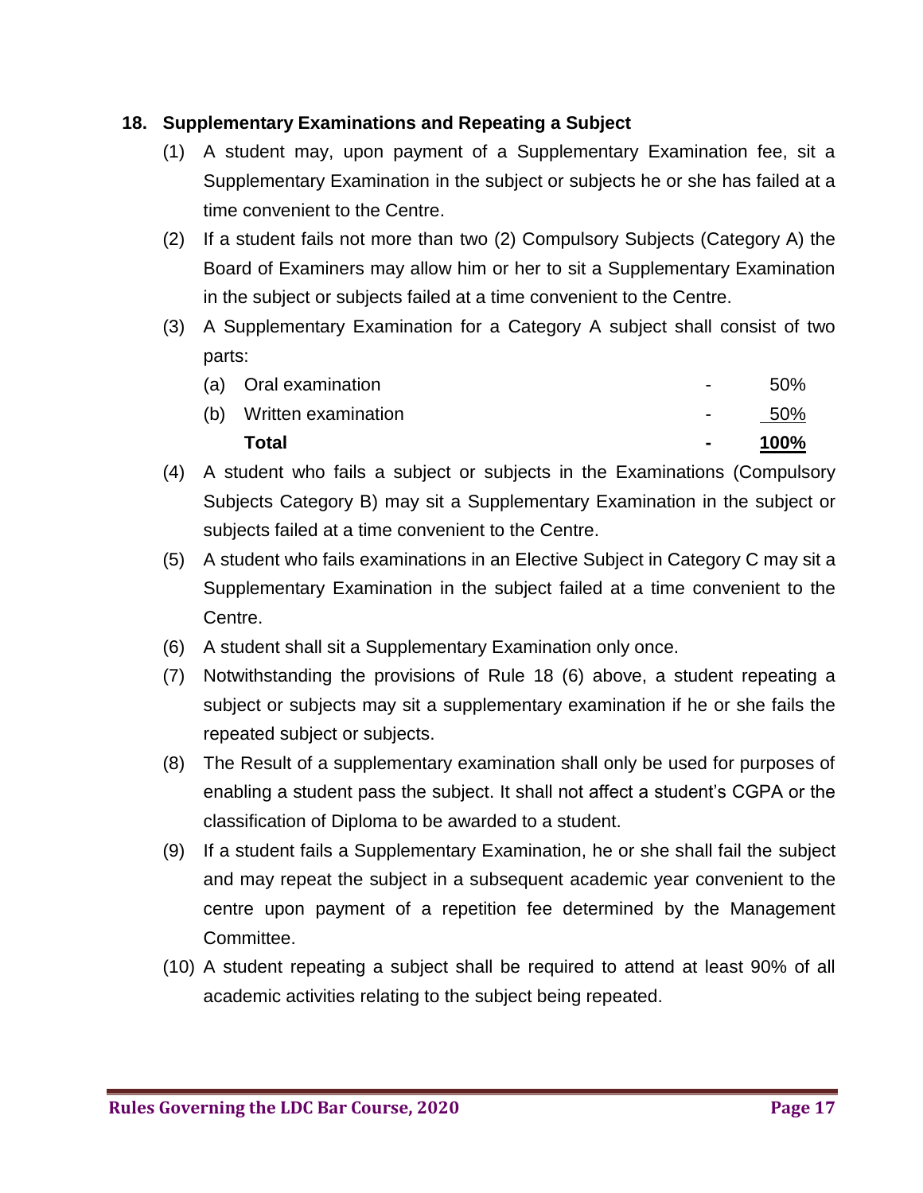## 18. Supplementary Examinations and Repeating a Subject

(1) A student may, upon payment of a Supplementary Examination fee, sit a Supplementary Examination in the subject or subjects he or she has failed at a time convenient to the Centre.

(2) If a student fails not more than two (2) Compulsory Subjects (Category A) the Board of Examiners may allow him or her to sit a Supplementary Examination in the subject or subjects failed at a time convenient to the Centre.

(3) A Supplementary Examination for a Category A subject shall consist of two parts:

| | | | |
|---|---|---|---|
| (a) | Oral examination | - | 50% |
| (b) | Written examination | - | 50% |
| | **Total** | **-** | **100%** |

(4) A student who fails a subject or subjects in the Examinations (Compulsory Subjects Category B) may sit a Supplementary Examination in the subject or subjects failed at a time convenient to the Centre.

(5) A student who fails examinations in an Elective Subject in Category C may sit a Supplementary Examination in the subject failed at a time convenient to the Centre.

(6) A student shall sit a Supplementary Examination only once.

(7) Notwithstanding the provisions of Rule 18 (6) above, a student repeating a subject or subjects may sit a supplementary examination if he or she fails the repeated subject or subjects.

(8) The Result of a supplementary examination shall only be used for purposes of enabling a student pass the subject. It shall not affect a student's CGPA or the classification of Diploma to be awarded to a student.

(9) If a student fails a Supplementary Examination, he or she shall fail the subject and may repeat the subject in a subsequent academic year convenient to the centre upon payment of a repetition fee determined by the Management Committee.

(10) A student repeating a subject shall be required to attend at least 90% of all academic activities relating to the subject being repeated.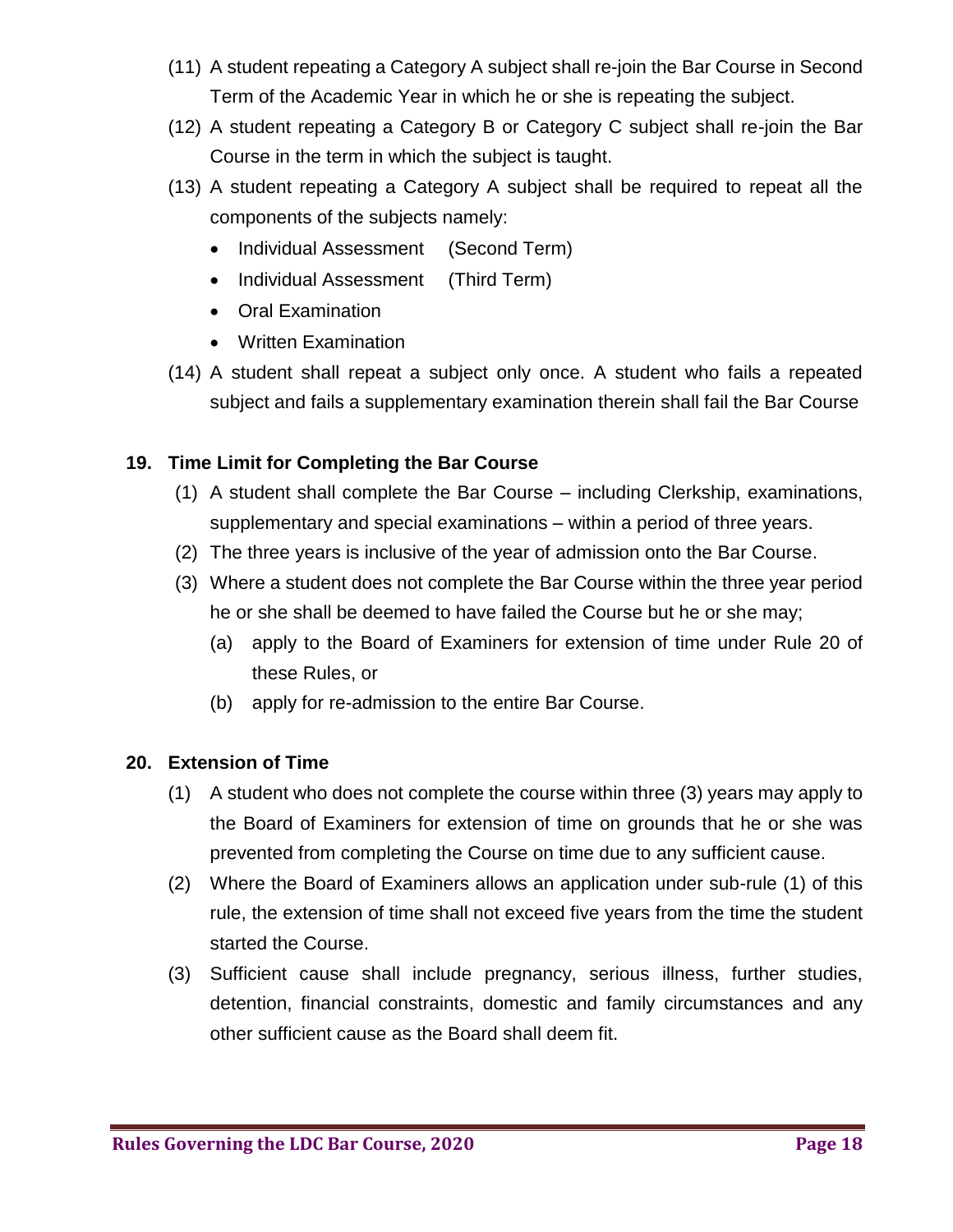(11) A student repeating a Category A subject shall re-join the Bar Course in Second Term of the Academic Year in which he or she is repeating the subject.

(12) A student repeating a Category B or Category C subject shall re-join the Bar Course in the term in which the subject is taught.

(13) A student repeating a Category A subject shall be required to repeat all the components of the subjects namely:

- Individual Assessment (Second Term)
- Individual Assessment (Third Term)
- Oral Examination
- Written Examination

(14) A student shall repeat a subject only once. A student who fails a repeated subject and fails a supplementary examination therein shall fail the Bar Course

## 19. Time Limit for Completing the Bar Course

(1) A student shall complete the Bar Course – including Clerkship, examinations, supplementary and special examinations – within a period of three years.

(2) The three years is inclusive of the year of admission onto the Bar Course.

(3) Where a student does not complete the Bar Course within the three year period he or she shall be deemed to have failed the Course but he or she may;

(a) apply to the Board of Examiners for extension of time under Rule 20 of these Rules, or

(b) apply for re-admission to the entire Bar Course.

## 20. Extension of Time

(1) A student who does not complete the course within three (3) years may apply to the Board of Examiners for extension of time on grounds that he or she was prevented from completing the Course on time due to any sufficient cause.

(2) Where the Board of Examiners allows an application under sub-rule (1) of this rule, the extension of time shall not exceed five years from the time the student started the Course.

(3) Sufficient cause shall include pregnancy, serious illness, further studies, detention, financial constraints, domestic and family circumstances and any other sufficient cause as the Board shall deem fit.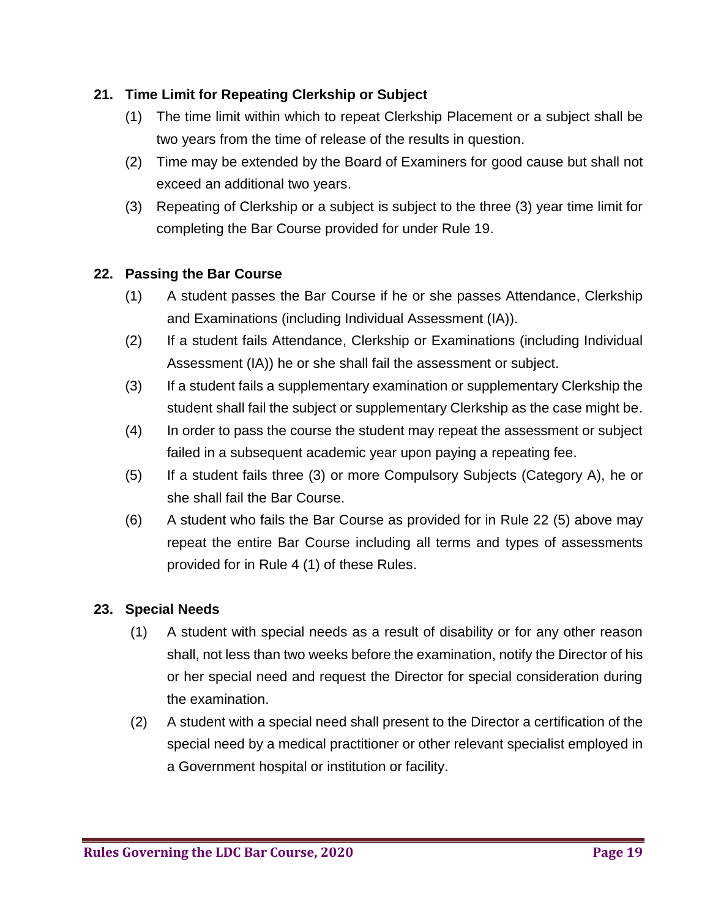## 21. Time Limit for Repeating Clerkship or Subject

(1) The time limit within which to repeat Clerkship Placement or a subject shall be two years from the time of release of the results in question.

(2) Time may be extended by the Board of Examiners for good cause but shall not exceed an additional two years.

(3) Repeating of Clerkship or a subject is subject to the three (3) year time limit for completing the Bar Course provided for under Rule 19.

## 22. Passing the Bar Course

(1) A student passes the Bar Course if he or she passes Attendance, Clerkship and Examinations (including Individual Assessment (IA)).

(2) If a student fails Attendance, Clerkship or Examinations (including Individual Assessment (IA)) he or she shall fail the assessment or subject.

(3) If a student fails a supplementary examination or supplementary Clerkship the student shall fail the subject or supplementary Clerkship as the case might be.

(4) In order to pass the course the student may repeat the assessment or subject failed in a subsequent academic year upon paying a repeating fee.

(5) If a student fails three (3) or more Compulsory Subjects (Category A), he or she shall fail the Bar Course.

(6) A student who fails the Bar Course as provided for in Rule 22 (5) above may repeat the entire Bar Course including all terms and types of assessments provided for in Rule 4 (1) of these Rules.

## 23. Special Needs

(1) A student with special needs as a result of disability or for any other reason shall, not less than two weeks before the examination, notify the Director of his or her special need and request the Director for special consideration during the examination.

(2) A student with a special need shall present to the Director a certification of the special need by a medical practitioner or other relevant specialist employed in a Government hospital or institution or facility.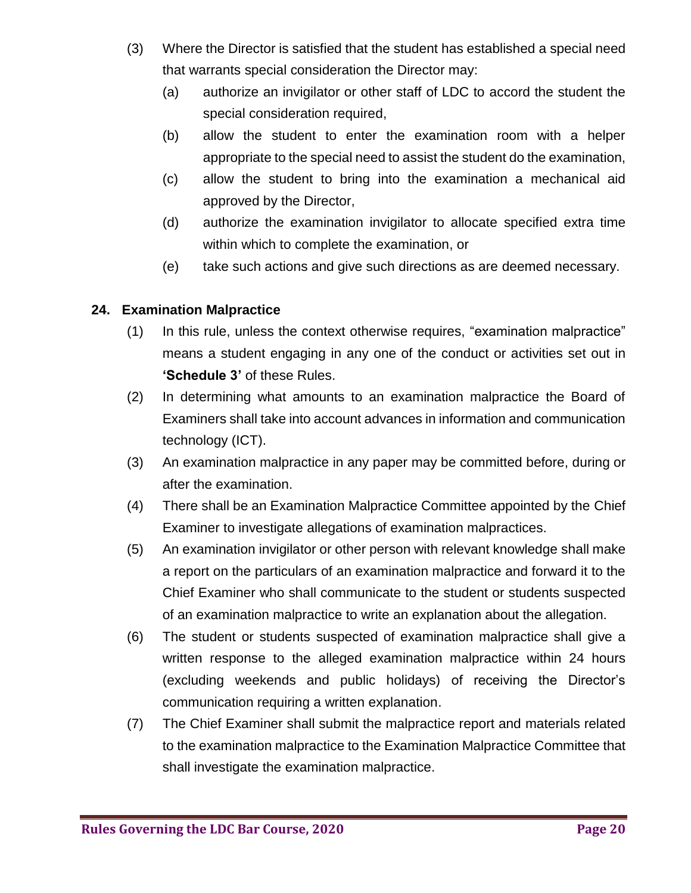(3) Where the Director is satisfied that the student has established a special need that warrants special consideration the Director may:

   (a) authorize an invigilator or other staff of LDC to accord the student the special consideration required,

   (b) allow the student to enter the examination room with a helper appropriate to the special need to assist the student do the examination,

   (c) allow the student to bring into the examination a mechanical aid approved by the Director,

   (d) authorize the examination invigilator to allocate specified extra time within which to complete the examination, or

   (e) take such actions and give such directions as are deemed necessary.

**24. Examination Malpractice**

(1) In this rule, unless the context otherwise requires, "examination malpractice" means a student engaging in any one of the conduct or activities set out in **'Schedule 3'** of these Rules.

(2) In determining what amounts to an examination malpractice the Board of Examiners shall take into account advances in information and communication technology (ICT).

(3) An examination malpractice in any paper may be committed before, during or after the examination.

(4) There shall be an Examination Malpractice Committee appointed by the Chief Examiner to investigate allegations of examination malpractices.

(5) An examination invigilator or other person with relevant knowledge shall make a report on the particulars of an examination malpractice and forward it to the Chief Examiner who shall communicate to the student or students suspected of an examination malpractice to write an explanation about the allegation.

(6) The student or students suspected of examination malpractice shall give a written response to the alleged examination malpractice within 24 hours (excluding weekends and public holidays) of receiving the Director's communication requiring a written explanation.

(7) The Chief Examiner shall submit the malpractice report and materials related to the examination malpractice to the Examination Malpractice Committee that shall investigate the examination malpractice.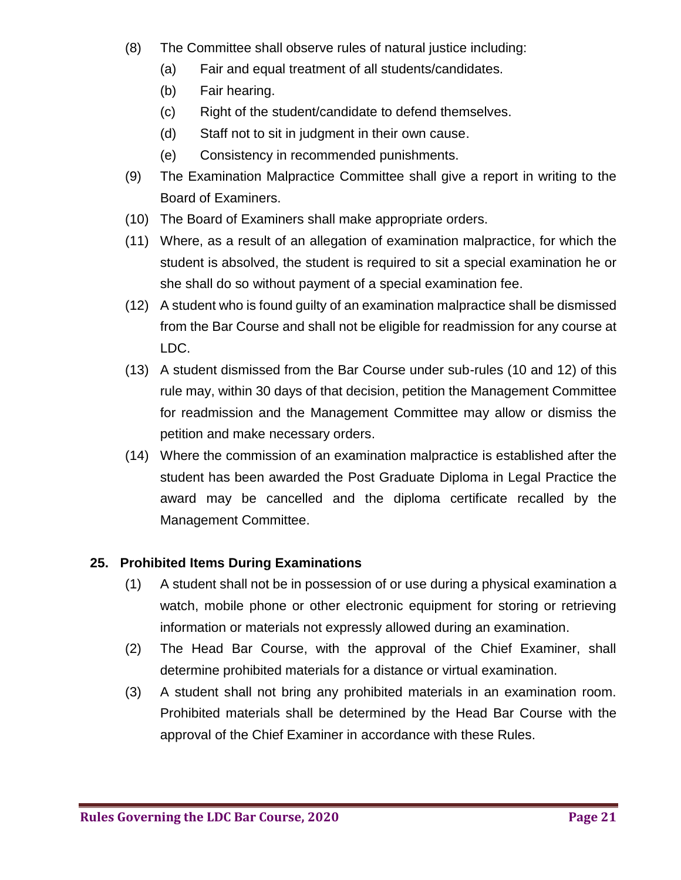(8) The Committee shall observe rules of natural justice including:

  (a) Fair and equal treatment of all students/candidates.

  (b) Fair hearing.

  (c) Right of the student/candidate to defend themselves.

  (d) Staff not to sit in judgment in their own cause.

  (e) Consistency in recommended punishments.

(9) The Examination Malpractice Committee shall give a report in writing to the Board of Examiners.

(10) The Board of Examiners shall make appropriate orders.

(11) Where, as a result of an allegation of examination malpractice, for which the student is absolved, the student is required to sit a special examination he or she shall do so without payment of a special examination fee.

(12) A student who is found guilty of an examination malpractice shall be dismissed from the Bar Course and shall not be eligible for readmission for any course at LDC.

(13) A student dismissed from the Bar Course under sub-rules (10 and 12) of this rule may, within 30 days of that decision, petition the Management Committee for readmission and the Management Committee may allow or dismiss the petition and make necessary orders.

(14) Where the commission of an examination malpractice is established after the student has been awarded the Post Graduate Diploma in Legal Practice the award may be cancelled and the diploma certificate recalled by the Management Committee.

**25. Prohibited Items During Examinations**

(1) A student shall not be in possession of or use during a physical examination a watch, mobile phone or other electronic equipment for storing or retrieving information or materials not expressly allowed during an examination.

(2) The Head Bar Course, with the approval of the Chief Examiner, shall determine prohibited materials for a distance or virtual examination.

(3) A student shall not bring any prohibited materials in an examination room. Prohibited materials shall be determined by the Head Bar Course with the approval of the Chief Examiner in accordance with these Rules.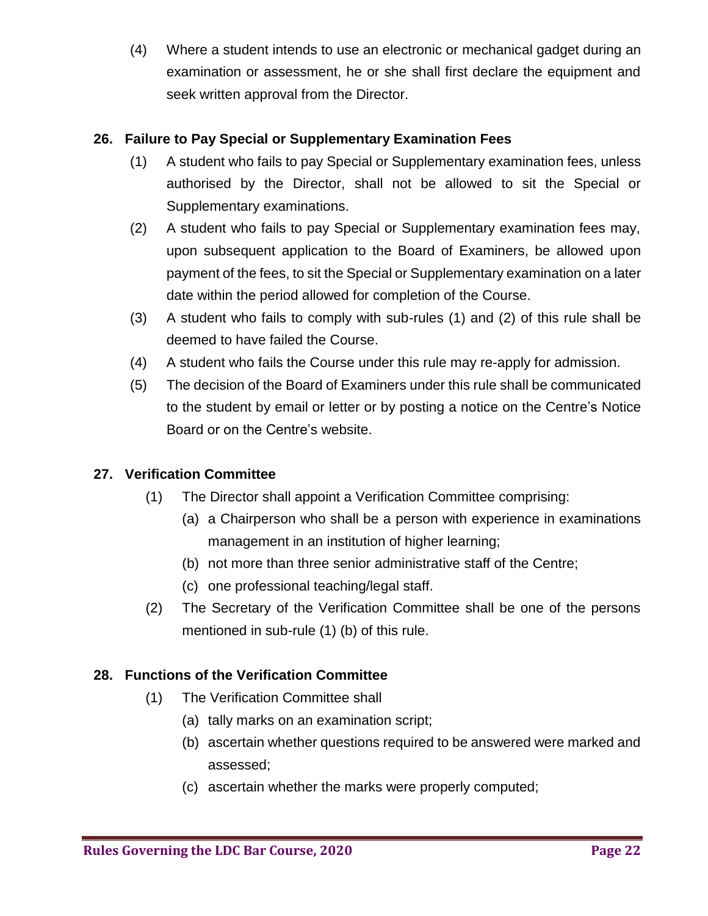(4) Where a student intends to use an electronic or mechanical gadget during an examination or assessment, he or she shall first declare the equipment and seek written approval from the Director.

## 26. Failure to Pay Special or Supplementary Examination Fees

(1) A student who fails to pay Special or Supplementary examination fees, unless authorised by the Director, shall not be allowed to sit the Special or Supplementary examinations.

(2) A student who fails to pay Special or Supplementary examination fees may, upon subsequent application to the Board of Examiners, be allowed upon payment of the fees, to sit the Special or Supplementary examination on a later date within the period allowed for completion of the Course.

(3) A student who fails to comply with sub-rules (1) and (2) of this rule shall be deemed to have failed the Course.

(4) A student who fails the Course under this rule may re-apply for admission.

(5) The decision of the Board of Examiners under this rule shall be communicated to the student by email or letter or by posting a notice on the Centre's Notice Board or on the Centre's website.

## 27. Verification Committee

(1) The Director shall appoint a Verification Committee comprising:

- (a) a Chairperson who shall be a person with experience in examinations management in an institution of higher learning;
- (b) not more than three senior administrative staff of the Centre;
- (c) one professional teaching/legal staff.

(2) The Secretary of the Verification Committee shall be one of the persons mentioned in sub-rule (1) (b) of this rule.

## 28. Functions of the Verification Committee

(1) The Verification Committee shall

- (a) tally marks on an examination script;
- (b) ascertain whether questions required to be answered were marked and assessed;
- (c) ascertain whether the marks were properly computed;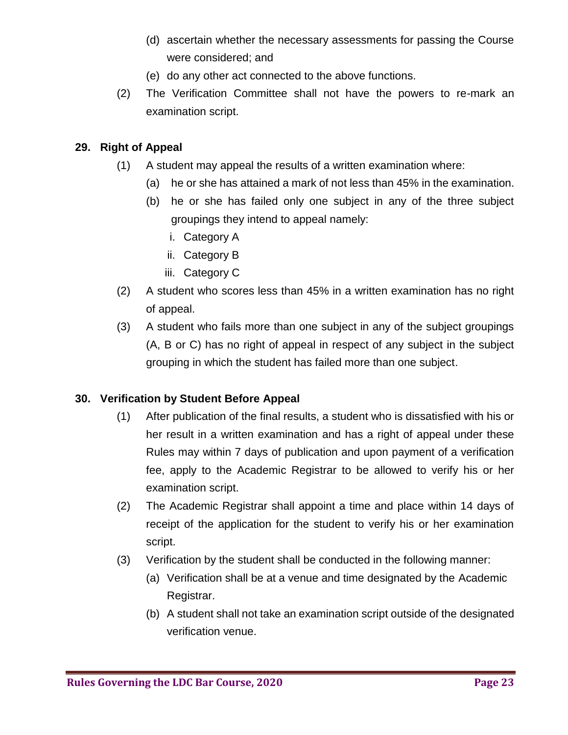(d) ascertain whether the necessary assessments for passing the Course were considered; and

(e) do any other act connected to the above functions.

(2) The Verification Committee shall not have the powers to re-mark an examination script.

## 29. Right of Appeal

(1) A student may appeal the results of a written examination where:

(a) he or she has attained a mark of not less than 45% in the examination.

(b) he or she has failed only one subject in any of the three subject groupings they intend to appeal namely:

i. Category A

ii. Category B

iii. Category C

(2) A student who scores less than 45% in a written examination has no right of appeal.

(3) A student who fails more than one subject in any of the subject groupings (A, B or C) has no right of appeal in respect of any subject in the subject grouping in which the student has failed more than one subject.

## 30. Verification by Student Before Appeal

(1) After publication of the final results, a student who is dissatisfied with his or her result in a written examination and has a right of appeal under these Rules may within 7 days of publication and upon payment of a verification fee, apply to the Academic Registrar to be allowed to verify his or her examination script.

(2) The Academic Registrar shall appoint a time and place within 14 days of receipt of the application for the student to verify his or her examination script.

(3) Verification by the student shall be conducted in the following manner:

(a) Verification shall be at a venue and time designated by the Academic Registrar.

(b) A student shall not take an examination script outside of the designated verification venue.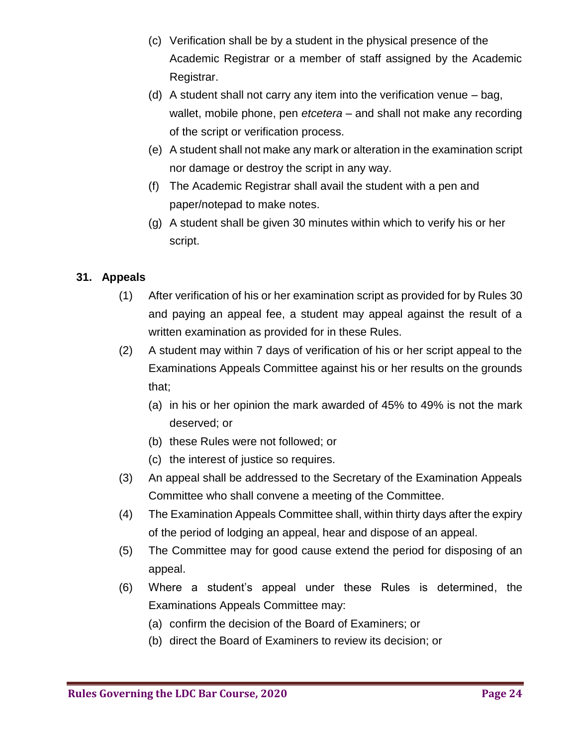(c) Verification shall be by a student in the physical presence of the Academic Registrar or a member of staff assigned by the Academic Registrar.

(d) A student shall not carry any item into the verification venue – bag, wallet, mobile phone, pen *etcetera* – and shall not make any recording of the script or verification process.

(e) A student shall not make any mark or alteration in the examination script nor damage or destroy the script in any way.

(f) The Academic Registrar shall avail the student with a pen and paper/notepad to make notes.

(g) A student shall be given 30 minutes within which to verify his or her script.

### 31. Appeals

(1) After verification of his or her examination script as provided for by Rules 30 and paying an appeal fee, a student may appeal against the result of a written examination as provided for in these Rules.

(2) A student may within 7 days of verification of his or her script appeal to the Examinations Appeals Committee against his or her results on the grounds that;

- (a) in his or her opinion the mark awarded of 45% to 49% is not the mark deserved; or
- (b) these Rules were not followed; or
- (c) the interest of justice so requires.

(3) An appeal shall be addressed to the Secretary of the Examination Appeals Committee who shall convene a meeting of the Committee.

(4) The Examination Appeals Committee shall, within thirty days after the expiry of the period of lodging an appeal, hear and dispose of an appeal.

(5) The Committee may for good cause extend the period for disposing of an appeal.

(6) Where a student's appeal under these Rules is determined, the Examinations Appeals Committee may:

- (a) confirm the decision of the Board of Examiners; or
- (b) direct the Board of Examiners to review its decision; or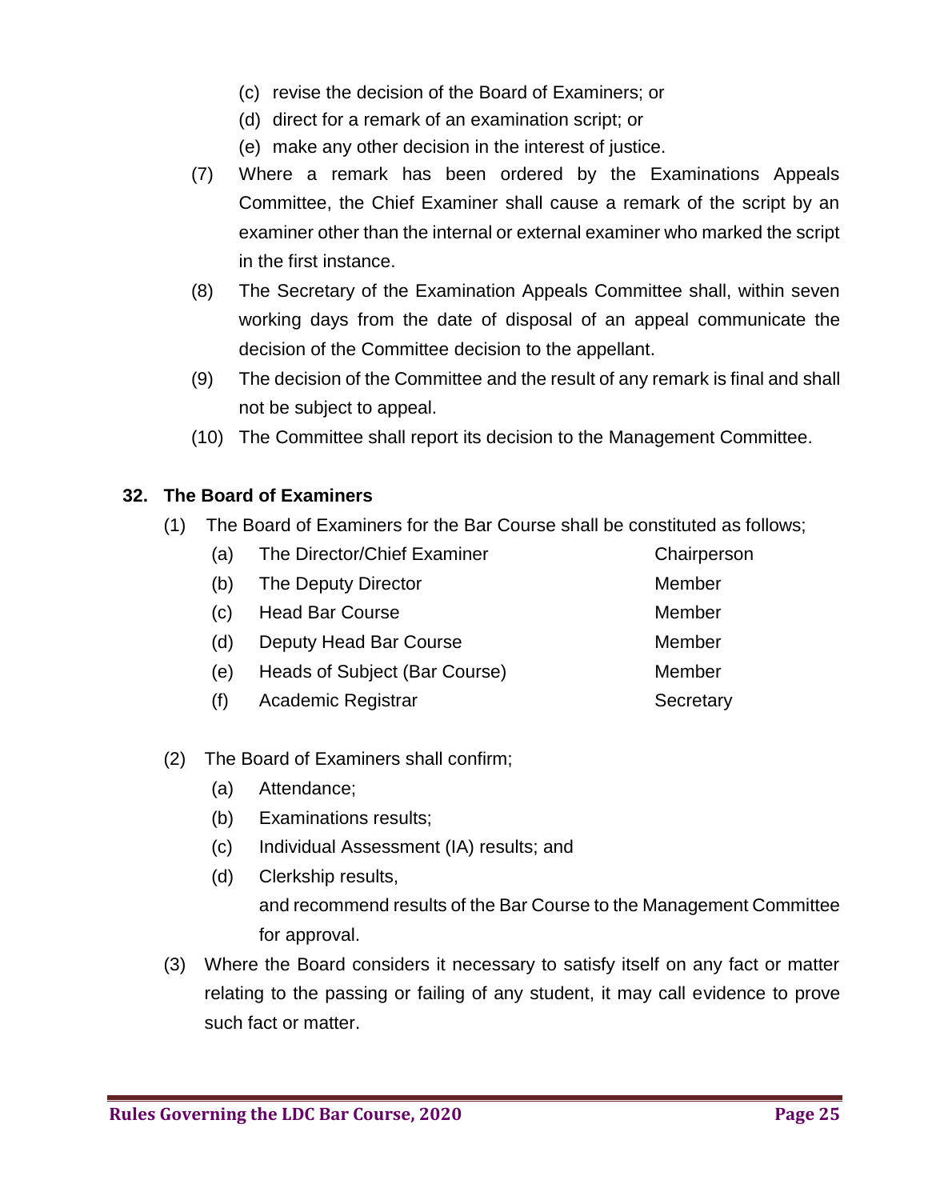(c) revise the decision of the Board of Examiners; or

(d) direct for a remark of an examination script; or

(e) make any other decision in the interest of justice.

(7) Where a remark has been ordered by the Examinations Appeals Committee, the Chief Examiner shall cause a remark of the script by an examiner other than the internal or external examiner who marked the script in the first instance.

(8) The Secretary of the Examination Appeals Committee shall, within seven working days from the date of disposal of an appeal communicate the decision of the Committee decision to the appellant.

(9) The decision of the Committee and the result of any remark is final and shall not be subject to appeal.

(10) The Committee shall report its decision to the Management Committee.

**32. The Board of Examiners**

(1) The Board of Examiners for the Bar Course shall be constituted as follows;

| | | |
|---|---|---|
| (a) | The Director/Chief Examiner | Chairperson |
| (b) | The Deputy Director | Member |
| (c) | Head Bar Course | Member |
| (d) | Deputy Head Bar Course | Member |
| (e) | Heads of Subject (Bar Course) | Member |
| (f) | Academic Registrar | Secretary |

(2) The Board of Examiners shall confirm;

(a) Attendance;

(b) Examinations results;

(c) Individual Assessment (IA) results; and

(d) Clerkship results,

and recommend results of the Bar Course to the Management Committee for approval.

(3) Where the Board considers it necessary to satisfy itself on any fact or matter relating to the passing or failing of any student, it may call evidence to prove such fact or matter.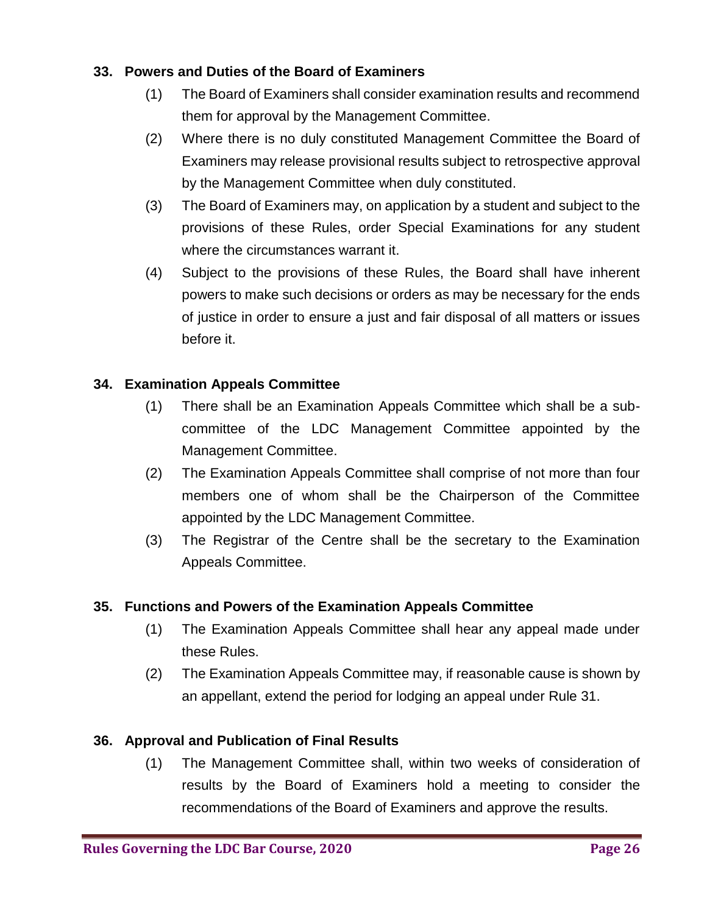### 33. Powers and Duties of the Board of Examiners

(1) The Board of Examiners shall consider examination results and recommend them for approval by the Management Committee.

(2) Where there is no duly constituted Management Committee the Board of Examiners may release provisional results subject to retrospective approval by the Management Committee when duly constituted.

(3) The Board of Examiners may, on application by a student and subject to the provisions of these Rules, order Special Examinations for any student where the circumstances warrant it.

(4) Subject to the provisions of these Rules, the Board shall have inherent powers to make such decisions or orders as may be necessary for the ends of justice in order to ensure a just and fair disposal of all matters or issues before it.

### 34. Examination Appeals Committee

(1) There shall be an Examination Appeals Committee which shall be a sub-committee of the LDC Management Committee appointed by the Management Committee.

(2) The Examination Appeals Committee shall comprise of not more than four members one of whom shall be the Chairperson of the Committee appointed by the LDC Management Committee.

(3) The Registrar of the Centre shall be the secretary to the Examination Appeals Committee.

### 35. Functions and Powers of the Examination Appeals Committee

(1) The Examination Appeals Committee shall hear any appeal made under these Rules.

(2) The Examination Appeals Committee may, if reasonable cause is shown by an appellant, extend the period for lodging an appeal under Rule 31.

### 36. Approval and Publication of Final Results

(1) The Management Committee shall, within two weeks of consideration of results by the Board of Examiners hold a meeting to consider the recommendations of the Board of Examiners and approve the results.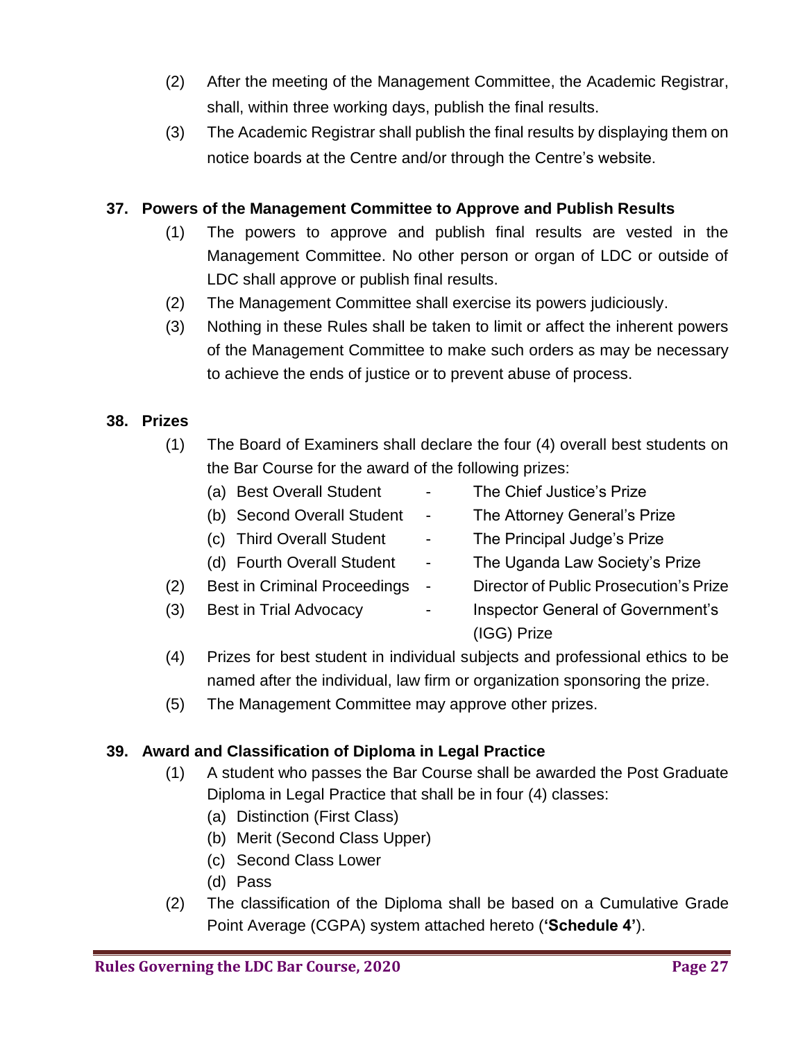(2) After the meeting of the Management Committee, the Academic Registrar, shall, within three working days, publish the final results.

(3) The Academic Registrar shall publish the final results by displaying them on notice boards at the Centre and/or through the Centre's website.

**37. Powers of the Management Committee to Approve and Publish Results**

(1) The powers to approve and publish final results are vested in the Management Committee. No other person or organ of LDC or outside of LDC shall approve or publish final results.

(2) The Management Committee shall exercise its powers judiciously.

(3) Nothing in these Rules shall be taken to limit or affect the inherent powers of the Management Committee to make such orders as may be necessary to achieve the ends of justice or to prevent abuse of process.

**38. Prizes**

(1) The Board of Examiners shall declare the four (4) overall best students on the Bar Course for the award of the following prizes:

- (a) Best Overall Student - The Chief Justice's Prize
- (b) Second Overall Student - The Attorney General's Prize
- (c) Third Overall Student - The Principal Judge's Prize
- (d) Fourth Overall Student - The Uganda Law Society's Prize

(2) Best in Criminal Proceedings - Director of Public Prosecution's Prize

(3) Best in Trial Advocacy - Inspector General of Government's (IGG) Prize

(4) Prizes for best student in individual subjects and professional ethics to be named after the individual, law firm or organization sponsoring the prize.

(5) The Management Committee may approve other prizes.

**39. Award and Classification of Diploma in Legal Practice**

(1) A student who passes the Bar Course shall be awarded the Post Graduate Diploma in Legal Practice that shall be in four (4) classes:

- (a) Distinction (First Class)
- (b) Merit (Second Class Upper)
- (c) Second Class Lower
- (d) Pass

(2) The classification of the Diploma shall be based on a Cumulative Grade Point Average (CGPA) system attached hereto (**'Schedule 4'**).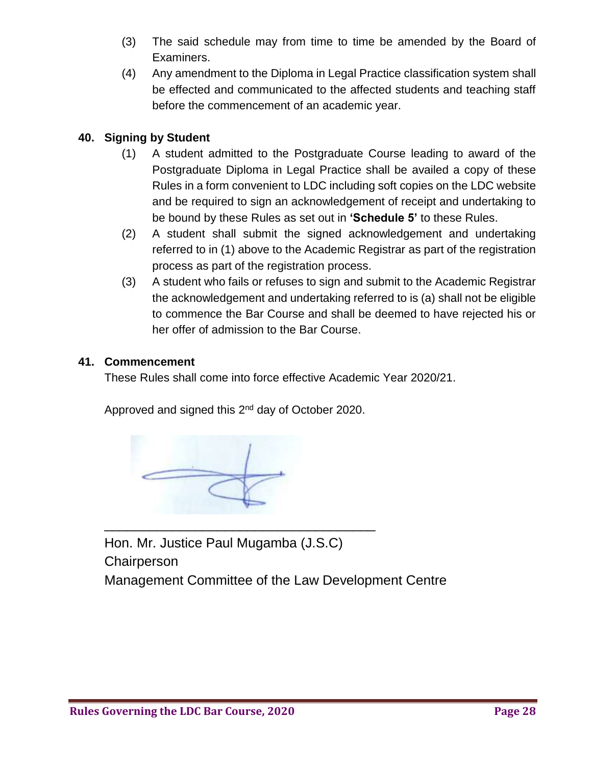(3) The said schedule may from time to time be amended by the Board of Examiners.

(4) Any amendment to the Diploma in Legal Practice classification system shall be effected and communicated to the affected students and teaching staff before the commencement of an academic year.

### 40. Signing by Student

(1) A student admitted to the Postgraduate Course leading to award of the Postgraduate Diploma in Legal Practice shall be availed a copy of these Rules in a form convenient to LDC including soft copies on the LDC website and be required to sign an acknowledgement of receipt and undertaking to be bound by these Rules as set out in **'Schedule 5'** to these Rules.

(2) A student shall submit the signed acknowledgement and undertaking referred to in (1) above to the Academic Registrar as part of the registration process as part of the registration process.

(3) A student who fails or refuses to sign and submit to the Academic Registrar the acknowledgement and undertaking referred to is (a) shall not be eligible to commence the Bar Course and shall be deemed to have rejected his or her offer of admission to the Bar Course.

### 41. Commencement

These Rules shall come into force effective Academic Year 2020/21.

Approved and signed this 2nd day of October 2020.

\_\_\_\_\_\_\_\_\_\_\_\_\_\_\_\_\_\_\_\_\_\_\_\_\_\_\_\_\_\_\_\_\_\_\_\_\_\_

Hon. Mr. Justice Paul Mugamba (J.S.C)
Chairperson
Management Committee of the Law Development Centre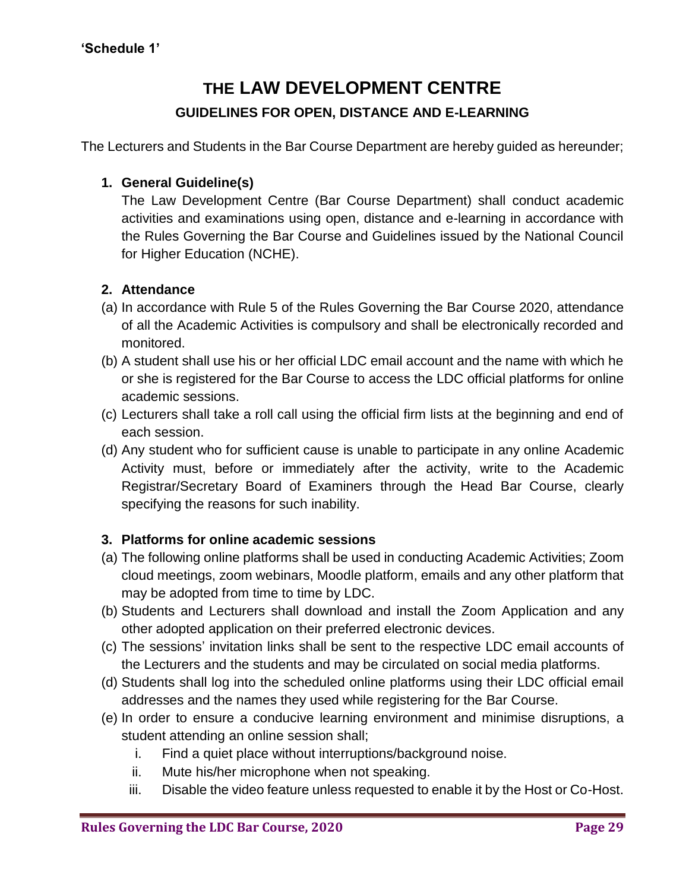**'Schedule 1'**

# THE LAW DEVELOPMENT CENTRE

## GUIDELINES FOR OPEN, DISTANCE AND E-LEARNING

The Lecturers and Students in the Bar Course Department are hereby guided as hereunder;

### 1. General Guideline(s)

The Law Development Centre (Bar Course Department) shall conduct academic activities and examinations using open, distance and e-learning in accordance with the Rules Governing the Bar Course and Guidelines issued by the National Council for Higher Education (NCHE).

### 2. Attendance

(a) In accordance with Rule 5 of the Rules Governing the Bar Course 2020, attendance of all the Academic Activities is compulsory and shall be electronically recorded and monitored.

(b) A student shall use his or her official LDC email account and the name with which he or she is registered for the Bar Course to access the LDC official platforms for online academic sessions.

(c) Lecturers shall take a roll call using the official firm lists at the beginning and end of each session.

(d) Any student who for sufficient cause is unable to participate in any online Academic Activity must, before or immediately after the activity, write to the Academic Registrar/Secretary Board of Examiners through the Head Bar Course, clearly specifying the reasons for such inability.

### 3. Platforms for online academic sessions

(a) The following online platforms shall be used in conducting Academic Activities; Zoom cloud meetings, zoom webinars, Moodle platform, emails and any other platform that may be adopted from time to time by LDC.

(b) Students and Lecturers shall download and install the Zoom Application and any other adopted application on their preferred electronic devices.

(c) The sessions' invitation links shall be sent to the respective LDC email accounts of the Lecturers and the students and may be circulated on social media platforms.

(d) Students shall log into the scheduled online platforms using their LDC official email addresses and the names they used while registering for the Bar Course.

(e) In order to ensure a conducive learning environment and minimise disruptions, a student attending an online session shall;

  i. Find a quiet place without interruptions/background noise.
  ii. Mute his/her microphone when not speaking.
  iii. Disable the video feature unless requested to enable it by the Host or Co-Host.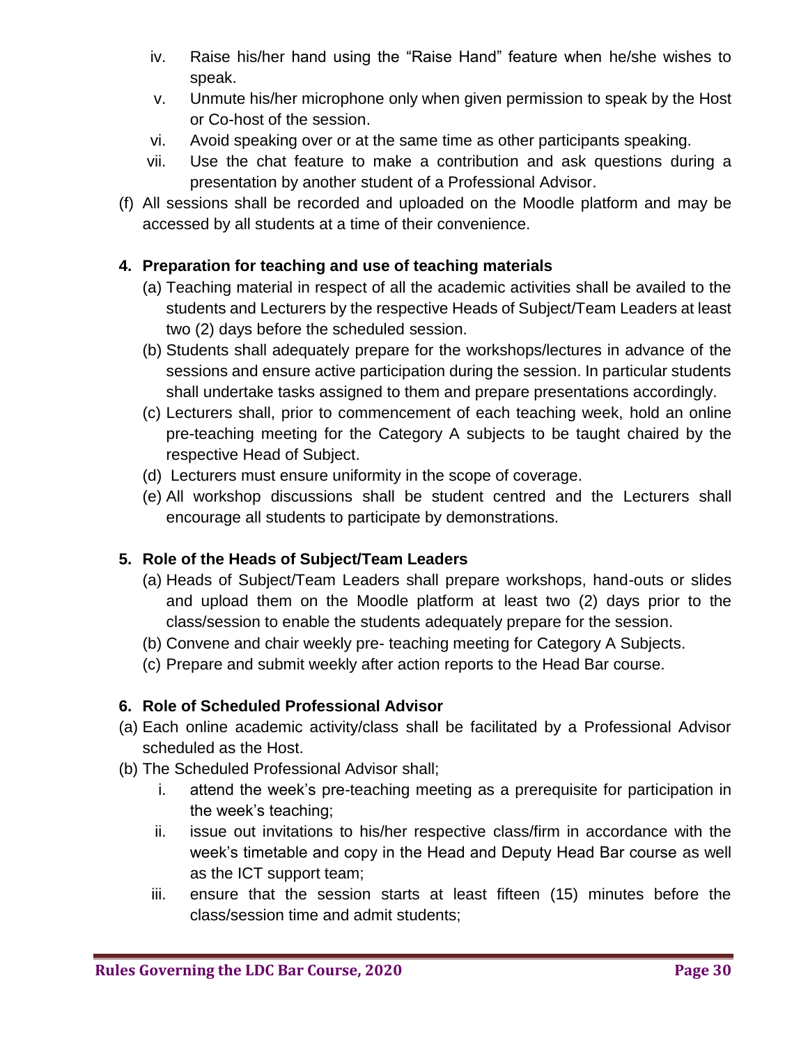iv. Raise his/her hand using the "Raise Hand" feature when he/she wishes to speak.
v. Unmute his/her microphone only when given permission to speak by the Host or Co-host of the session.
vi. Avoid speaking over or at the same time as other participants speaking.
vii. Use the chat feature to make a contribution and ask questions during a presentation by another student of a Professional Advisor.

(f) All sessions shall be recorded and uploaded on the Moodle platform and may be accessed by all students at a time of their convenience.

**4. Preparation for teaching and use of teaching materials**

(a) Teaching material in respect of all the academic activities shall be availed to the students and Lecturers by the respective Heads of Subject/Team Leaders at least two (2) days before the scheduled session.
(b) Students shall adequately prepare for the workshops/lectures in advance of the sessions and ensure active participation during the session. In particular students shall undertake tasks assigned to them and prepare presentations accordingly.
(c) Lecturers shall, prior to commencement of each teaching week, hold an online pre-teaching meeting for the Category A subjects to be taught chaired by the respective Head of Subject.
(d) Lecturers must ensure uniformity in the scope of coverage.
(e) All workshop discussions shall be student centred and the Lecturers shall encourage all students to participate by demonstrations.

**5. Role of the Heads of Subject/Team Leaders**

(a) Heads of Subject/Team Leaders shall prepare workshops, hand-outs or slides and upload them on the Moodle platform at least two (2) days prior to the class/session to enable the students adequately prepare for the session.
(b) Convene and chair weekly pre- teaching meeting for Category A Subjects.
(c) Prepare and submit weekly after action reports to the Head Bar course.

**6. Role of Scheduled Professional Advisor**

(a) Each online academic activity/class shall be facilitated by a Professional Advisor scheduled as the Host.
(b) The Scheduled Professional Advisor shall;
   i. attend the week's pre-teaching meeting as a prerequisite for participation in the week's teaching;
   ii. issue out invitations to his/her respective class/firm in accordance with the week's timetable and copy in the Head and Deputy Head Bar course as well as the ICT support team;
   iii. ensure that the session starts at least fifteen (15) minutes before the class/session time and admit students;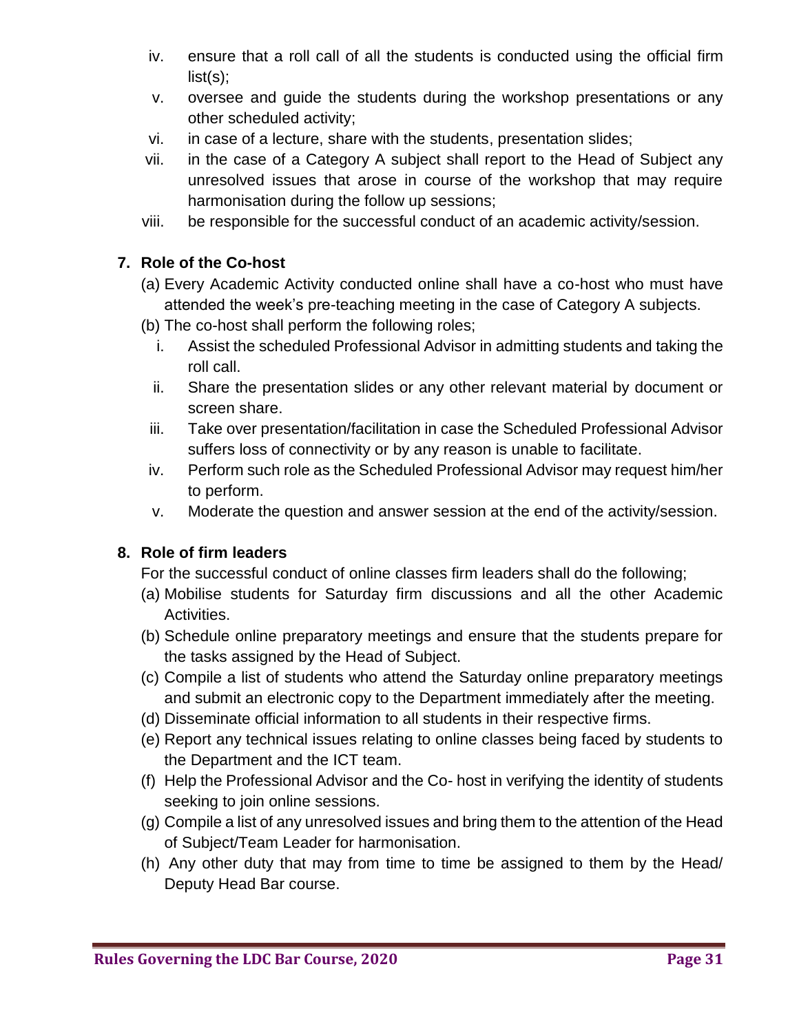iv. ensure that a roll call of all the students is conducted using the official firm list(s);

v. oversee and guide the students during the workshop presentations or any other scheduled activity;

vi. in case of a lecture, share with the students, presentation slides;

vii. in the case of a Category A subject shall report to the Head of Subject any unresolved issues that arose in course of the workshop that may require harmonisation during the follow up sessions;

viii. be responsible for the successful conduct of an academic activity/session.

## 7. Role of the Co-host

(a) Every Academic Activity conducted online shall have a co-host who must have attended the week's pre-teaching meeting in the case of Category A subjects.

(b) The co-host shall perform the following roles;

i. Assist the scheduled Professional Advisor in admitting students and taking the roll call.

ii. Share the presentation slides or any other relevant material by document or screen share.

iii. Take over presentation/facilitation in case the Scheduled Professional Advisor suffers loss of connectivity or by any reason is unable to facilitate.

iv. Perform such role as the Scheduled Professional Advisor may request him/her to perform.

v. Moderate the question and answer session at the end of the activity/session.

## 8. Role of firm leaders

For the successful conduct of online classes firm leaders shall do the following;

(a) Mobilise students for Saturday firm discussions and all the other Academic Activities.

(b) Schedule online preparatory meetings and ensure that the students prepare for the tasks assigned by the Head of Subject.

(c) Compile a list of students who attend the Saturday online preparatory meetings and submit an electronic copy to the Department immediately after the meeting.

(d) Disseminate official information to all students in their respective firms.

(e) Report any technical issues relating to online classes being faced by students to the Department and the ICT team.

(f) Help the Professional Advisor and the Co- host in verifying the identity of students seeking to join online sessions.

(g) Compile a list of any unresolved issues and bring them to the attention of the Head of Subject/Team Leader for harmonisation.

(h) Any other duty that may from time to time be assigned to them by the Head/ Deputy Head Bar course.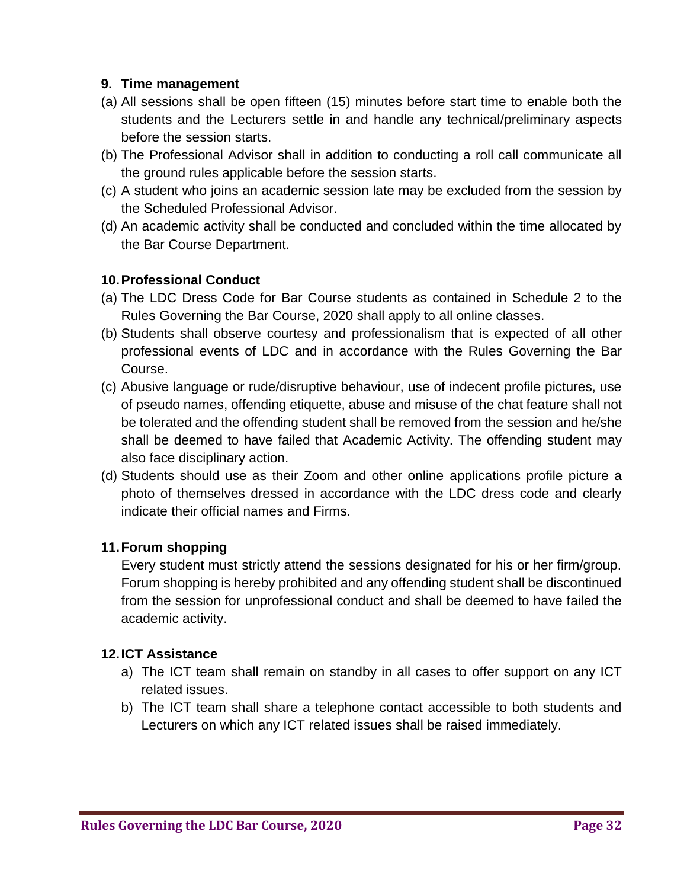**9. Time management**

(a) All sessions shall be open fifteen (15) minutes before start time to enable both the students and the Lecturers settle in and handle any technical/preliminary aspects before the session starts.

(b) The Professional Advisor shall in addition to conducting a roll call communicate all the ground rules applicable before the session starts.

(c) A student who joins an academic session late may be excluded from the session by the Scheduled Professional Advisor.

(d) An academic activity shall be conducted and concluded within the time allocated by the Bar Course Department.

**10. Professional Conduct**

(a) The LDC Dress Code for Bar Course students as contained in Schedule 2 to the Rules Governing the Bar Course, 2020 shall apply to all online classes.

(b) Students shall observe courtesy and professionalism that is expected of all other professional events of LDC and in accordance with the Rules Governing the Bar Course.

(c) Abusive language or rude/disruptive behaviour, use of indecent profile pictures, use of pseudo names, offending etiquette, abuse and misuse of the chat feature shall not be tolerated and the offending student shall be removed from the session and he/she shall be deemed to have failed that Academic Activity. The offending student may also face disciplinary action.

(d) Students should use as their Zoom and other online applications profile picture a photo of themselves dressed in accordance with the LDC dress code and clearly indicate their official names and Firms.

**11. Forum shopping**

Every student must strictly attend the sessions designated for his or her firm/group. Forum shopping is hereby prohibited and any offending student shall be discontinued from the session for unprofessional conduct and shall be deemed to have failed the academic activity.

**12. ICT Assistance**

a) The ICT team shall remain on standby in all cases to offer support on any ICT related issues.

b) The ICT team shall share a telephone contact accessible to both students and Lecturers on which any ICT related issues shall be raised immediately.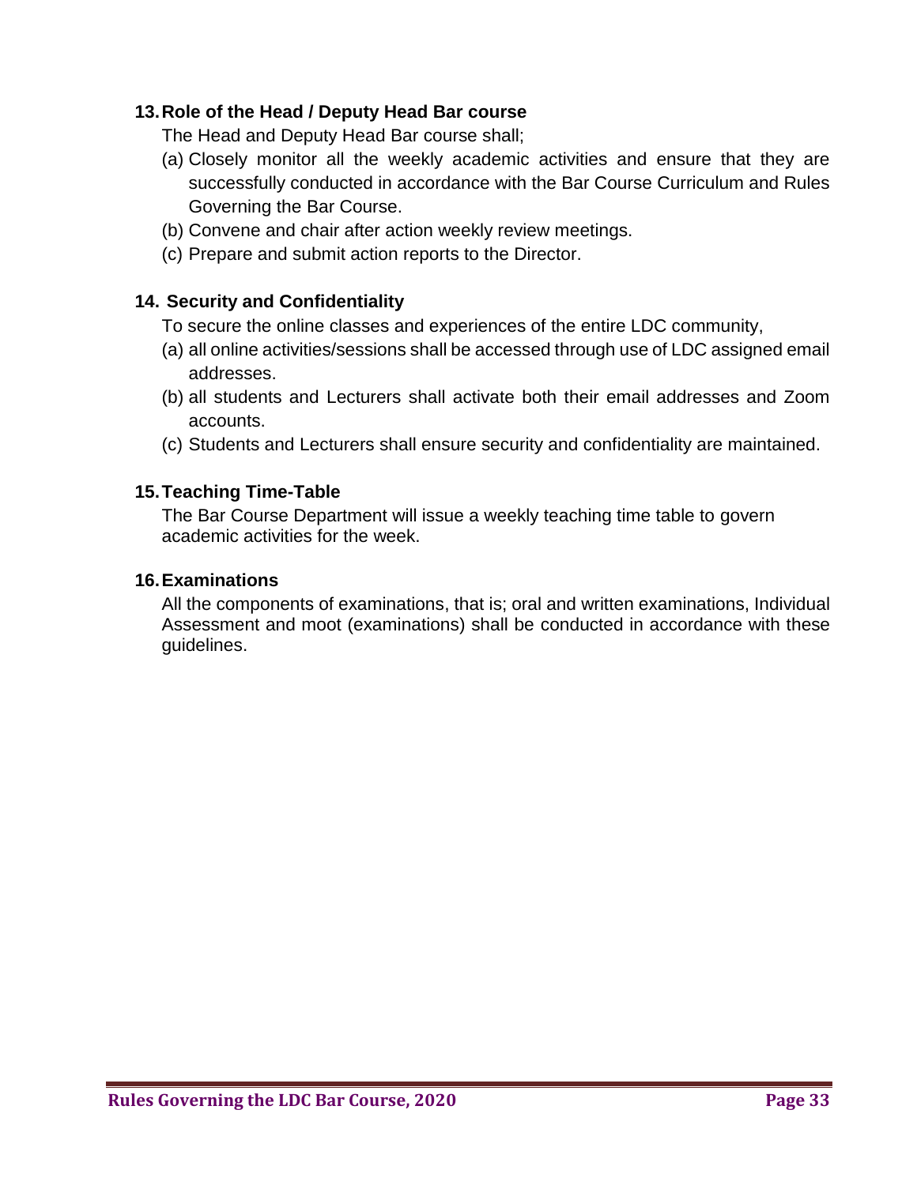**13. Role of the Head / Deputy Head Bar course**

The Head and Deputy Head Bar course shall;

(a) Closely monitor all the weekly academic activities and ensure that they are successfully conducted in accordance with the Bar Course Curriculum and Rules Governing the Bar Course.

(b) Convene and chair after action weekly review meetings.

(c) Prepare and submit action reports to the Director.

**14. Security and Confidentiality**

To secure the online classes and experiences of the entire LDC community,

(a) all online activities/sessions shall be accessed through use of LDC assigned email addresses.

(b) all students and Lecturers shall activate both their email addresses and Zoom accounts.

(c) Students and Lecturers shall ensure security and confidentiality are maintained.

**15. Teaching Time-Table**

The Bar Course Department will issue a weekly teaching time table to govern academic activities for the week.

**16. Examinations**

All the components of examinations, that is; oral and written examinations, Individual Assessment and moot (examinations) shall be conducted in accordance with these guidelines.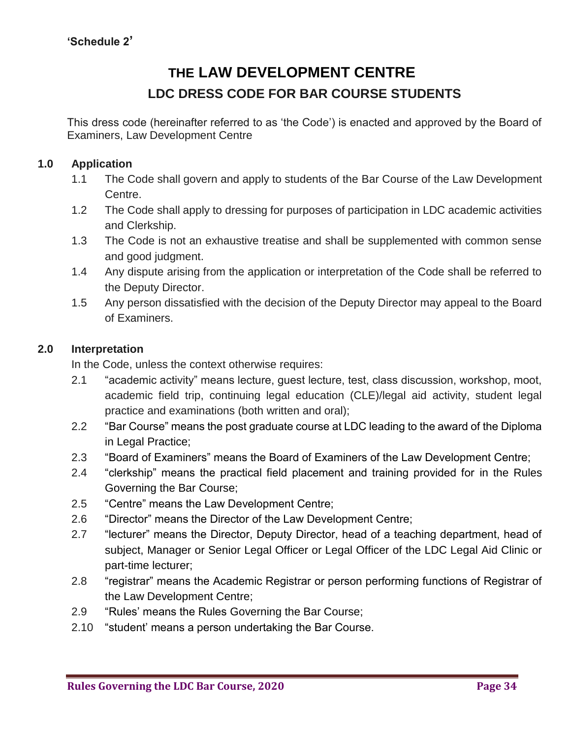'Schedule 2'

# THE LAW DEVELOPMENT CENTRE

## LDC DRESS CODE FOR BAR COURSE STUDENTS

This dress code (hereinafter referred to as 'the Code') is enacted and approved by the Board of Examiners, Law Development Centre

### 1.0 Application

1.1 The Code shall govern and apply to students of the Bar Course of the Law Development Centre.

1.2 The Code shall apply to dressing for purposes of participation in LDC academic activities and Clerkship.

1.3 The Code is not an exhaustive treatise and shall be supplemented with common sense and good judgment.

1.4 Any dispute arising from the application or interpretation of the Code shall be referred to the Deputy Director.

1.5 Any person dissatisfied with the decision of the Deputy Director may appeal to the Board of Examiners.

### 2.0 Interpretation

In the Code, unless the context otherwise requires:

2.1 "academic activity" means lecture, guest lecture, test, class discussion, workshop, moot, academic field trip, continuing legal education (CLE)/legal aid activity, student legal practice and examinations (both written and oral);

2.2 "Bar Course" means the post graduate course at LDC leading to the award of the Diploma in Legal Practice;

2.3 "Board of Examiners" means the Board of Examiners of the Law Development Centre;

2.4 "clerkship" means the practical field placement and training provided for in the Rules Governing the Bar Course;

2.5 "Centre" means the Law Development Centre;

2.6 "Director" means the Director of the Law Development Centre;

2.7 "lecturer" means the Director, Deputy Director, head of a teaching department, head of subject, Manager or Senior Legal Officer or Legal Officer of the LDC Legal Aid Clinic or part-time lecturer;

2.8 "registrar" means the Academic Registrar or person performing functions of Registrar of the Law Development Centre;

2.9 "Rules' means the Rules Governing the Bar Course;

2.10 "student' means a person undertaking the Bar Course.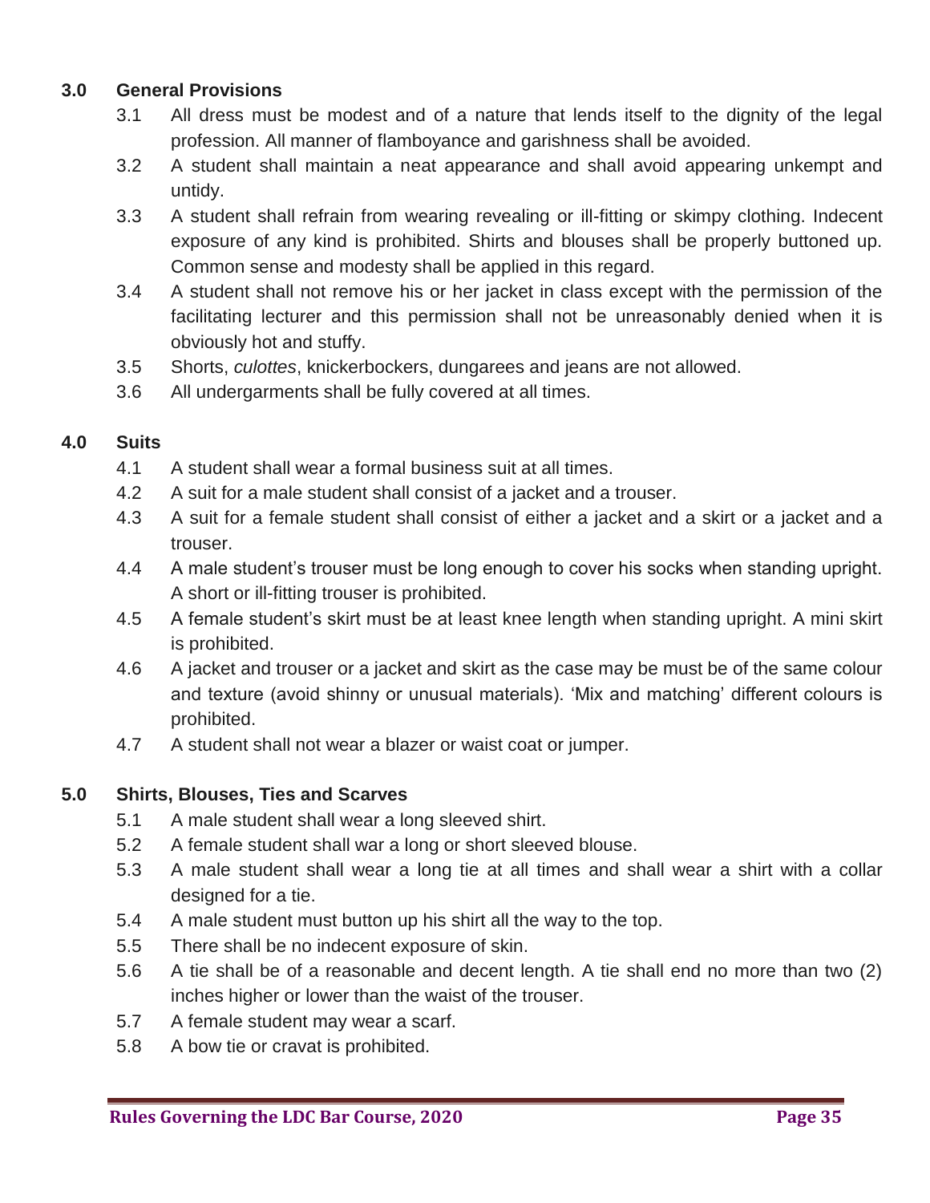## 3.0 General Provisions

3.1 All dress must be modest and of a nature that lends itself to the dignity of the legal profession. All manner of flamboyance and garishness shall be avoided.

3.2 A student shall maintain a neat appearance and shall avoid appearing unkempt and untidy.

3.3 A student shall refrain from wearing revealing or ill-fitting or skimpy clothing. Indecent exposure of any kind is prohibited. Shirts and blouses shall be properly buttoned up. Common sense and modesty shall be applied in this regard.

3.4 A student shall not remove his or her jacket in class except with the permission of the facilitating lecturer and this permission shall not be unreasonably denied when it is obviously hot and stuffy.

3.5 Shorts, *culottes*, knickerbockers, dungarees and jeans are not allowed.

3.6 All undergarments shall be fully covered at all times.

## 4.0 Suits

4.1 A student shall wear a formal business suit at all times.

4.2 A suit for a male student shall consist of a jacket and a trouser.

4.3 A suit for a female student shall consist of either a jacket and a skirt or a jacket and a trouser.

4.4 A male student's trouser must be long enough to cover his socks when standing upright. A short or ill-fitting trouser is prohibited.

4.5 A female student's skirt must be at least knee length when standing upright. A mini skirt is prohibited.

4.6 A jacket and trouser or a jacket and skirt as the case may be must be of the same colour and texture (avoid shinny or unusual materials). 'Mix and matching' different colours is prohibited.

4.7 A student shall not wear a blazer or waist coat or jumper.

## 5.0 Shirts, Blouses, Ties and Scarves

5.1 A male student shall wear a long sleeved shirt.

5.2 A female student shall war a long or short sleeved blouse.

5.3 A male student shall wear a long tie at all times and shall wear a shirt with a collar designed for a tie.

5.4 A male student must button up his shirt all the way to the top.

5.5 There shall be no indecent exposure of skin.

5.6 A tie shall be of a reasonable and decent length. A tie shall end no more than two (2) inches higher or lower than the waist of the trouser.

5.7 A female student may wear a scarf.

5.8 A bow tie or cravat is prohibited.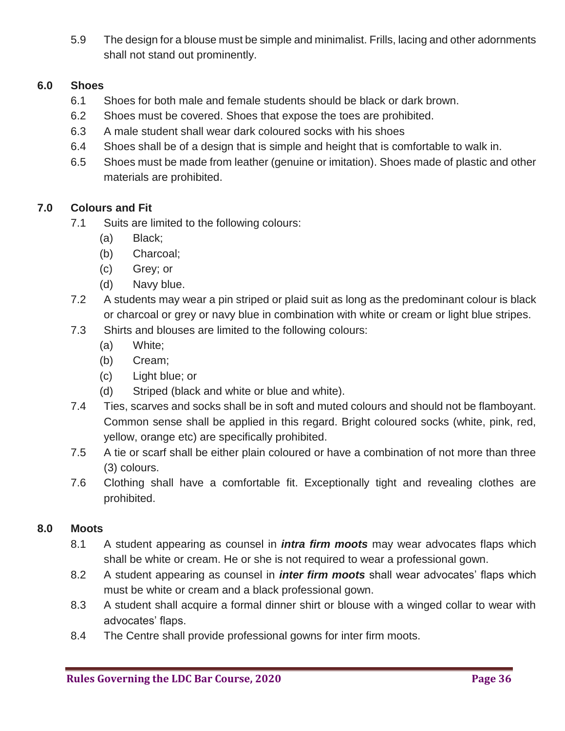5.9 The design for a blouse must be simple and minimalist. Frills, lacing and other adornments shall not stand out prominently.

## 6.0 Shoes

6.1 Shoes for both male and female students should be black or dark brown.

6.2 Shoes must be covered. Shoes that expose the toes are prohibited.

6.3 A male student shall wear dark coloured socks with his shoes

6.4 Shoes shall be of a design that is simple and height that is comfortable to walk in.

6.5 Shoes must be made from leather (genuine or imitation). Shoes made of plastic and other materials are prohibited.

## 7.0 Colours and Fit

7.1 Suits are limited to the following colours:

- (a) Black;
- (b) Charcoal;
- (c) Grey; or
- (d) Navy blue.

7.2 A students may wear a pin striped or plaid suit as long as the predominant colour is black or charcoal or grey or navy blue in combination with white or cream or light blue stripes.

7.3 Shirts and blouses are limited to the following colours:

- (a) White;
- (b) Cream;
- (c) Light blue; or
- (d) Striped (black and white or blue and white).

7.4 Ties, scarves and socks shall be in soft and muted colours and should not be flamboyant. Common sense shall be applied in this regard. Bright coloured socks (white, pink, red, yellow, orange etc) are specifically prohibited.

7.5 A tie or scarf shall be either plain coloured or have a combination of not more than three (3) colours.

7.6 Clothing shall have a comfortable fit. Exceptionally tight and revealing clothes are prohibited.

## 8.0 Moots

8.1 A student appearing as counsel in ***intra firm moots*** may wear advocates flaps which shall be white or cream. He or she is not required to wear a professional gown.

8.2 A student appearing as counsel in ***inter firm moots*** shall wear advocates' flaps which must be white or cream and a black professional gown.

8.3 A student shall acquire a formal dinner shirt or blouse with a winged collar to wear with advocates' flaps.

8.4 The Centre shall provide professional gowns for inter firm moots.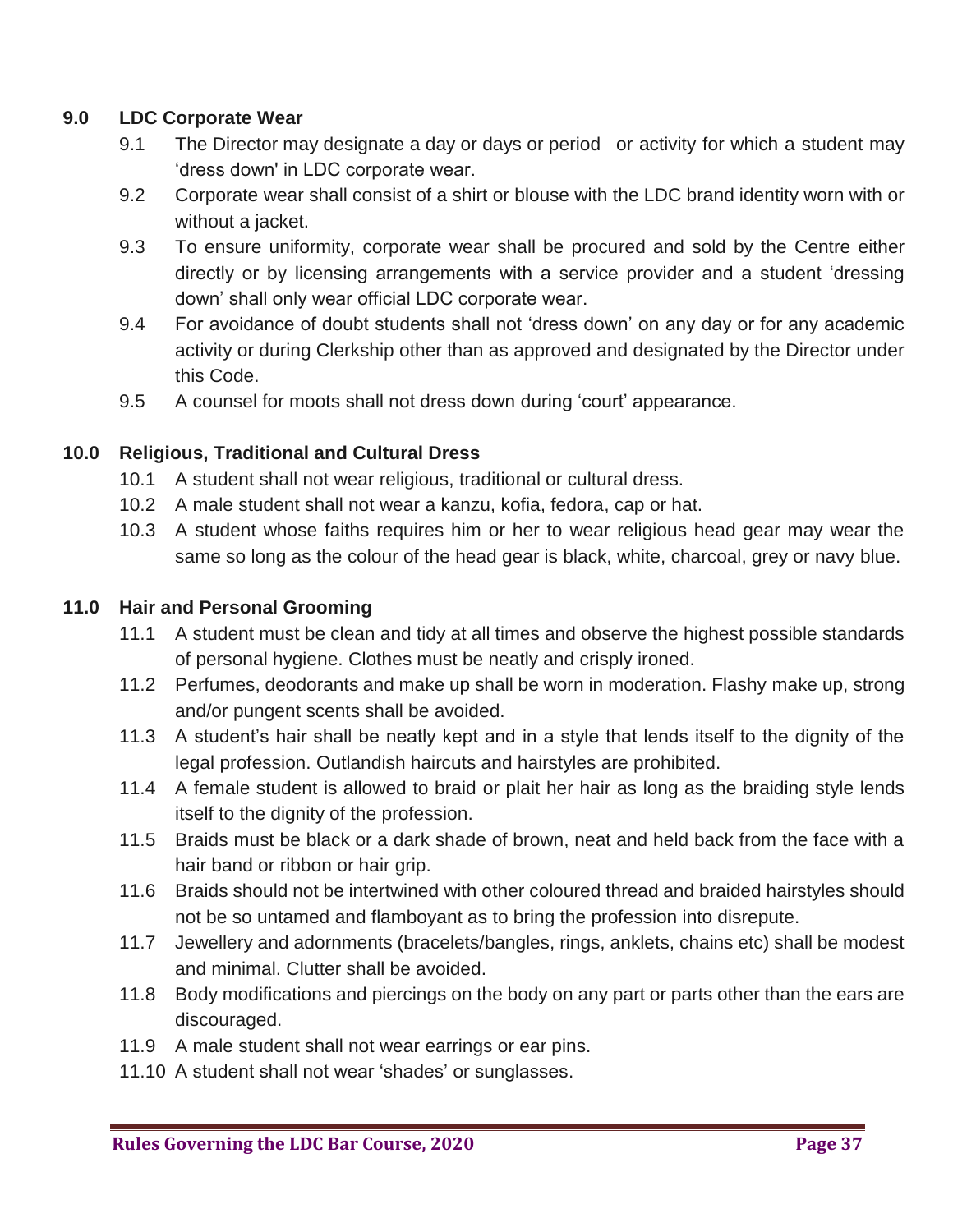## 9.0 LDC Corporate Wear

9.1 The Director may designate a day or days or period or activity for which a student may 'dress down' in LDC corporate wear.

9.2 Corporate wear shall consist of a shirt or blouse with the LDC brand identity worn with or without a jacket.

9.3 To ensure uniformity, corporate wear shall be procured and sold by the Centre either directly or by licensing arrangements with a service provider and a student 'dressing down' shall only wear official LDC corporate wear.

9.4 For avoidance of doubt students shall not 'dress down' on any day or for any academic activity or during Clerkship other than as approved and designated by the Director under this Code.

9.5 A counsel for moots shall not dress down during 'court' appearance.

## 10.0 Religious, Traditional and Cultural Dress

10.1 A student shall not wear religious, traditional or cultural dress.

10.2 A male student shall not wear a kanzu, kofia, fedora, cap or hat.

10.3 A student whose faiths requires him or her to wear religious head gear may wear the same so long as the colour of the head gear is black, white, charcoal, grey or navy blue.

## 11.0 Hair and Personal Grooming

11.1 A student must be clean and tidy at all times and observe the highest possible standards of personal hygiene. Clothes must be neatly and crisply ironed.

11.2 Perfumes, deodorants and make up shall be worn in moderation. Flashy make up, strong and/or pungent scents shall be avoided.

11.3 A student's hair shall be neatly kept and in a style that lends itself to the dignity of the legal profession. Outlandish haircuts and hairstyles are prohibited.

11.4 A female student is allowed to braid or plait her hair as long as the braiding style lends itself to the dignity of the profession.

11.5 Braids must be black or a dark shade of brown, neat and held back from the face with a hair band or ribbon or hair grip.

11.6 Braids should not be intertwined with other coloured thread and braided hairstyles should not be so untamed and flamboyant as to bring the profession into disrepute.

11.7 Jewellery and adornments (bracelets/bangles, rings, anklets, chains etc) shall be modest and minimal. Clutter shall be avoided.

11.8 Body modifications and piercings on the body on any part or parts other than the ears are discouraged.

11.9 A male student shall not wear earrings or ear pins.

11.10 A student shall not wear 'shades' or sunglasses.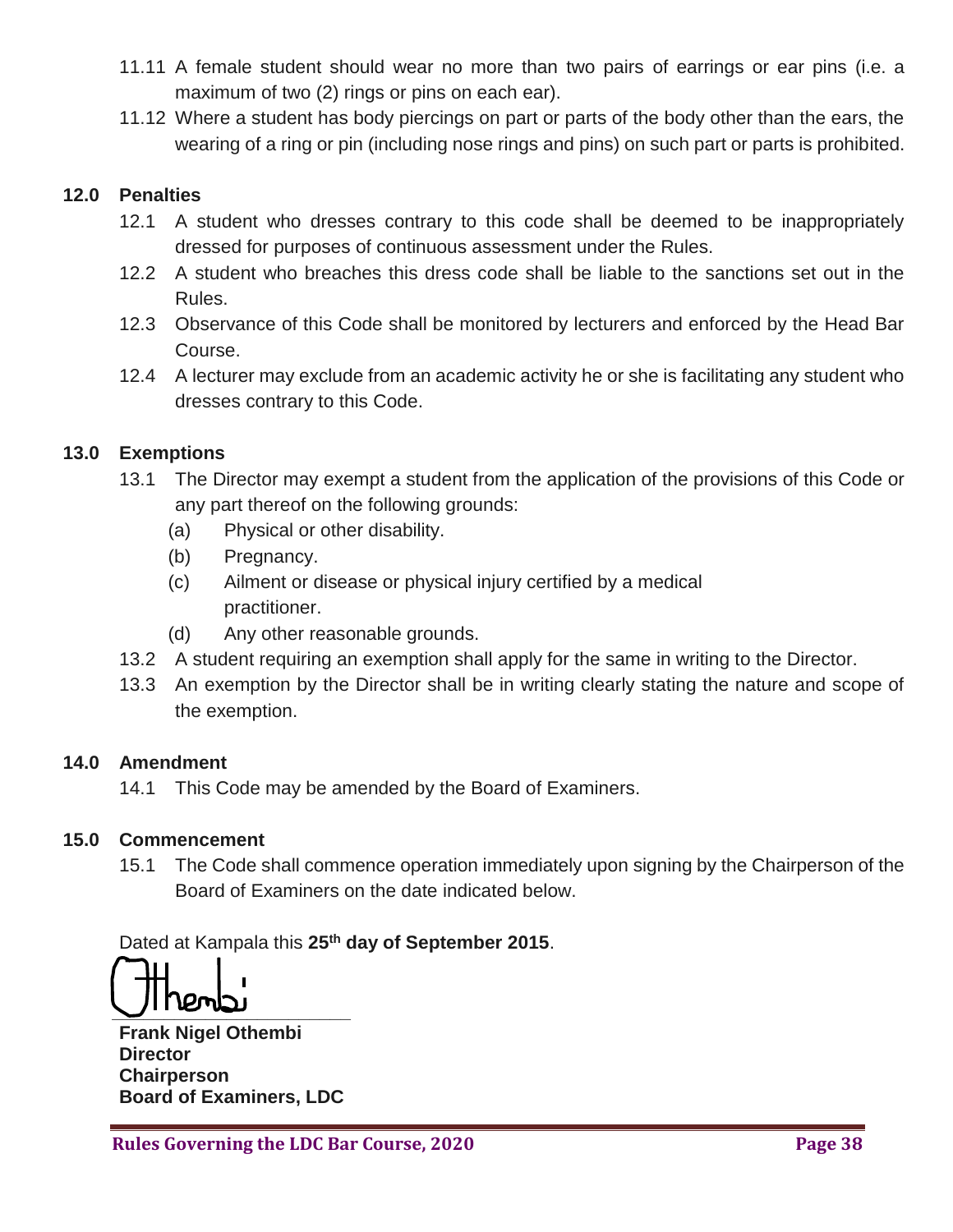11.11 A female student should wear no more than two pairs of earrings or ear pins (i.e. a maximum of two (2) rings or pins on each ear).

11.12 Where a student has body piercings on part or parts of the body other than the ears, the wearing of a ring or pin (including nose rings and pins) on such part or parts is prohibited.

**12.0 Penalties**

12.1 A student who dresses contrary to this code shall be deemed to be inappropriately dressed for purposes of continuous assessment under the Rules.

12.2 A student who breaches this dress code shall be liable to the sanctions set out in the Rules.

12.3 Observance of this Code shall be monitored by lecturers and enforced by the Head Bar Course.

12.4 A lecturer may exclude from an academic activity he or she is facilitating any student who dresses contrary to this Code.

**13.0 Exemptions**

13.1 The Director may exempt a student from the application of the provisions of this Code or any part thereof on the following grounds:

(a) Physical or other disability.

(b) Pregnancy.

(c) Ailment or disease or physical injury certified by a medical practitioner.

(d) Any other reasonable grounds.

13.2 A student requiring an exemption shall apply for the same in writing to the Director.

13.3 An exemption by the Director shall be in writing clearly stating the nature and scope of the exemption.

**14.0 Amendment**

14.1 This Code may be amended by the Board of Examiners.

**15.0 Commencement**

15.1 The Code shall commence operation immediately upon signing by the Chairperson of the Board of Examiners on the date indicated below.

Dated at Kampala this **25th day of September 2015**.

Othembi

**Frank Nigel Othembi**
**Director**
**Chairperson**
**Board of Examiners, LDC**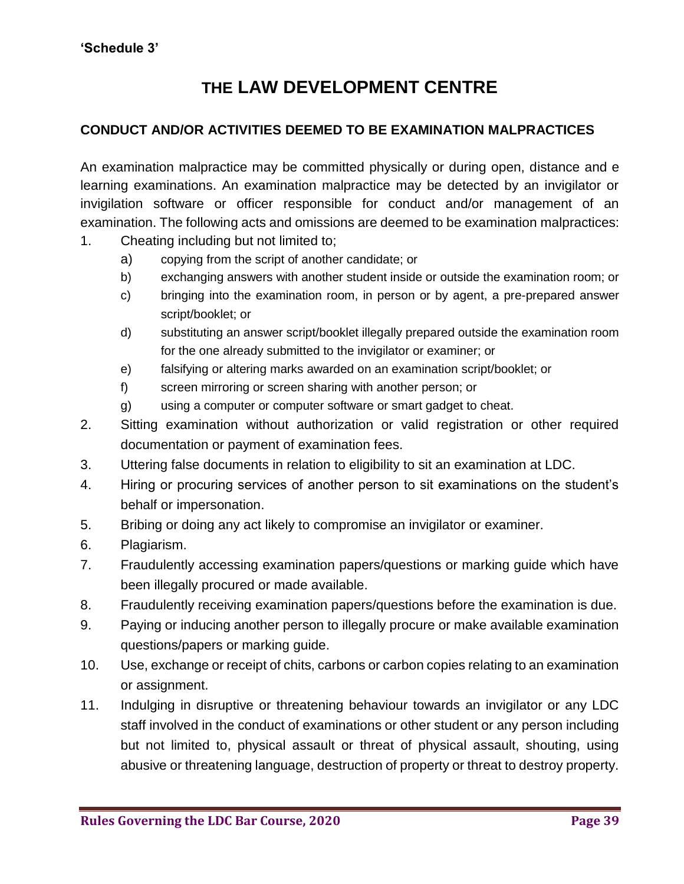**'Schedule 3'**

# THE LAW DEVELOPMENT CENTRE

## CONDUCT AND/OR ACTIVITIES DEEMED TO BE EXAMINATION MALPRACTICES

An examination malpractice may be committed physically or during open, distance and e learning examinations. An examination malpractice may be detected by an invigilator or invigilation software or officer responsible for conduct and/or management of an examination. The following acts and omissions are deemed to be examination malpractices:

1. Cheating including but not limited to;
   a) copying from the script of another candidate; or
   b) exchanging answers with another student inside or outside the examination room; or
   c) bringing into the examination room, in person or by agent, a pre-prepared answer script/booklet; or
   d) substituting an answer script/booklet illegally prepared outside the examination room for the one already submitted to the invigilator or examiner; or
   e) falsifying or altering marks awarded on an examination script/booklet; or
   f) screen mirroring or screen sharing with another person; or
   g) using a computer or computer software or smart gadget to cheat.
2. Sitting examination without authorization or valid registration or other required documentation or payment of examination fees.
3. Uttering false documents in relation to eligibility to sit an examination at LDC.
4. Hiring or procuring services of another person to sit examinations on the student's behalf or impersonation.
5. Bribing or doing any act likely to compromise an invigilator or examiner.
6. Plagiarism.
7. Fraudulently accessing examination papers/questions or marking guide which have been illegally procured or made available.
8. Fraudulently receiving examination papers/questions before the examination is due.
9. Paying or inducing another person to illegally procure or make available examination questions/papers or marking guide.
10. Use, exchange or receipt of chits, carbons or carbon copies relating to an examination or assignment.
11. Indulging in disruptive or threatening behaviour towards an invigilator or any LDC staff involved in the conduct of examinations or other student or any person including but not limited to, physical assault or threat of physical assault, shouting, using abusive or threatening language, destruction of property or threat to destroy property.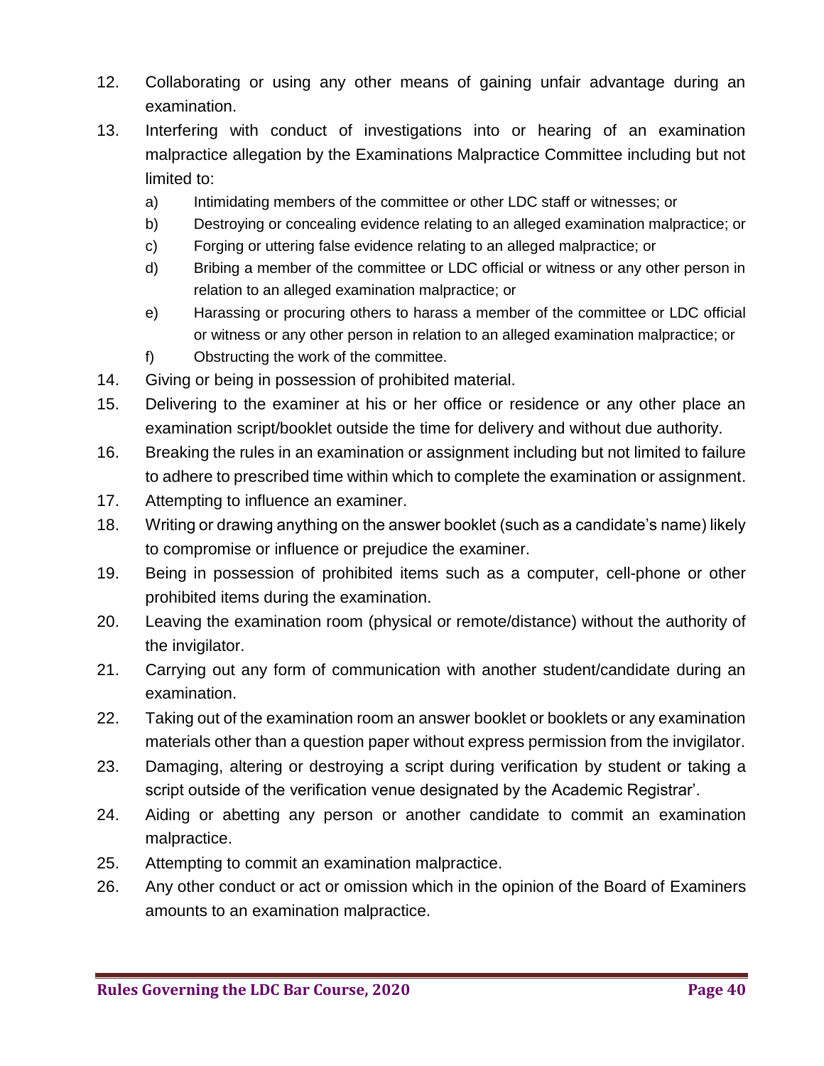12. Collaborating or using any other means of gaining unfair advantage during an examination.
13. Interfering with conduct of investigations into or hearing of an examination malpractice allegation by the Examinations Malpractice Committee including but not limited to:
    a) Intimidating members of the committee or other LDC staff or witnesses; or
    b) Destroying or concealing evidence relating to an alleged examination malpractice; or
    c) Forging or uttering false evidence relating to an alleged malpractice; or
    d) Bribing a member of the committee or LDC official or witness or any other person in relation to an alleged examination malpractice; or
    e) Harassing or procuring others to harass a member of the committee or LDC official or witness or any other person in relation to an alleged examination malpractice; or
    f) Obstructing the work of the committee.
14. Giving or being in possession of prohibited material.
15. Delivering to the examiner at his or her office or residence or any other place an examination script/booklet outside the time for delivery and without due authority.
16. Breaking the rules in an examination or assignment including but not limited to failure to adhere to prescribed time within which to complete the examination or assignment.
17. Attempting to influence an examiner.
18. Writing or drawing anything on the answer booklet (such as a candidate's name) likely to compromise or influence or prejudice the examiner.
19. Being in possession of prohibited items such as a computer, cell-phone or other prohibited items during the examination.
20. Leaving the examination room (physical or remote/distance) without the authority of the invigilator.
21. Carrying out any form of communication with another student/candidate during an examination.
22. Taking out of the examination room an answer booklet or booklets or any examination materials other than a question paper without express permission from the invigilator.
23. Damaging, altering or destroying a script during verification by student or taking a script outside of the verification venue designated by the Academic Registrar'.
24. Aiding or abetting any person or another candidate to commit an examination malpractice.
25. Attempting to commit an examination malpractice.
26. Any other conduct or act or omission which in the opinion of the Board of Examiners amounts to an examination malpractice.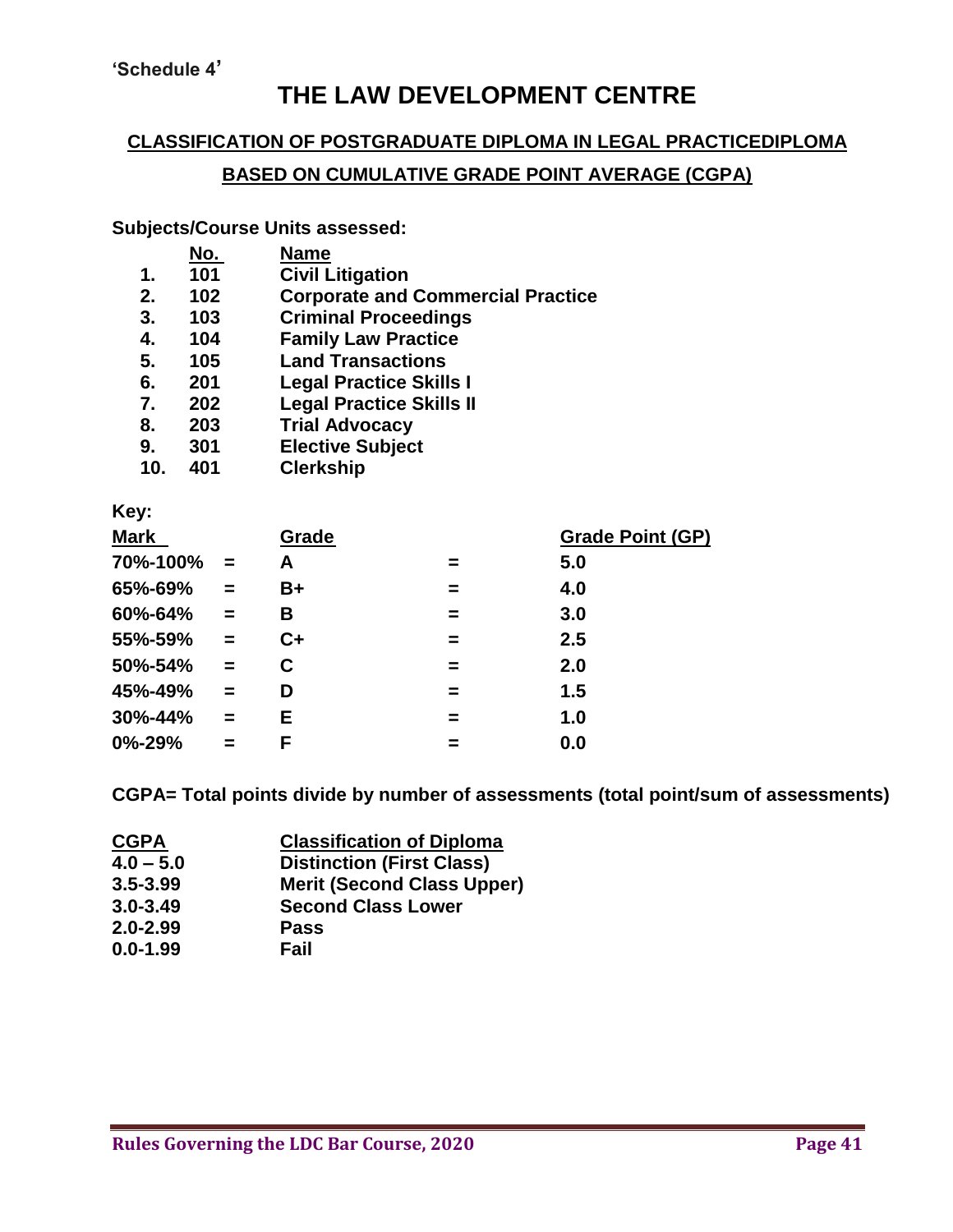'Schedule 4'

# THE LAW DEVELOPMENT CENTRE

## CLASSIFICATION OF POSTGRADUATE DIPLOMA IN LEGAL PRACTICEDIPLOMA BASED ON CUMULATIVE GRADE POINT AVERAGE (CGPA)

**Subjects/Course Units assessed:**

| | No. | Name |
|---|---|---|
| 1. | 101 | Civil Litigation |
| 2. | 102 | Corporate and Commercial Practice |
| 3. | 103 | Criminal Proceedings |
| 4. | 104 | Family Law Practice |
| 5. | 105 | Land Transactions |
| 6. | 201 | Legal Practice Skills I |
| 7. | 202 | Legal Practice Skills II |
| 8. | 203 | Trial Advocacy |
| 9. | 301 | Elective Subject |
| 10. | 401 | Clerkship |

**Key:**

| Mark | | Grade | | Grade Point (GP) |
|---|---|---|---|---|
| 70%-100% | = | A | = | 5.0 |
| 65%-69% | = | B+ | = | 4.0 |
| 60%-64% | = | B | = | 3.0 |
| 55%-59% | = | C+ | = | 2.5 |
| 50%-54% | = | C | = | 2.0 |
| 45%-49% | = | D | = | 1.5 |
| 30%-44% | = | E | = | 1.0 |
| 0%-29% | = | F | = | 0.0 |

**CGPA= Total points divide by number of assessments (total point/sum of assessments)**

| CGPA | Classification of Diploma |
|---|---|
| 4.0 – 5.0 | Distinction (First Class) |
| 3.5-3.99 | Merit (Second Class Upper) |
| 3.0-3.49 | Second Class Lower |
| 2.0-2.99 | Pass |
| 0.0-1.99 | Fail |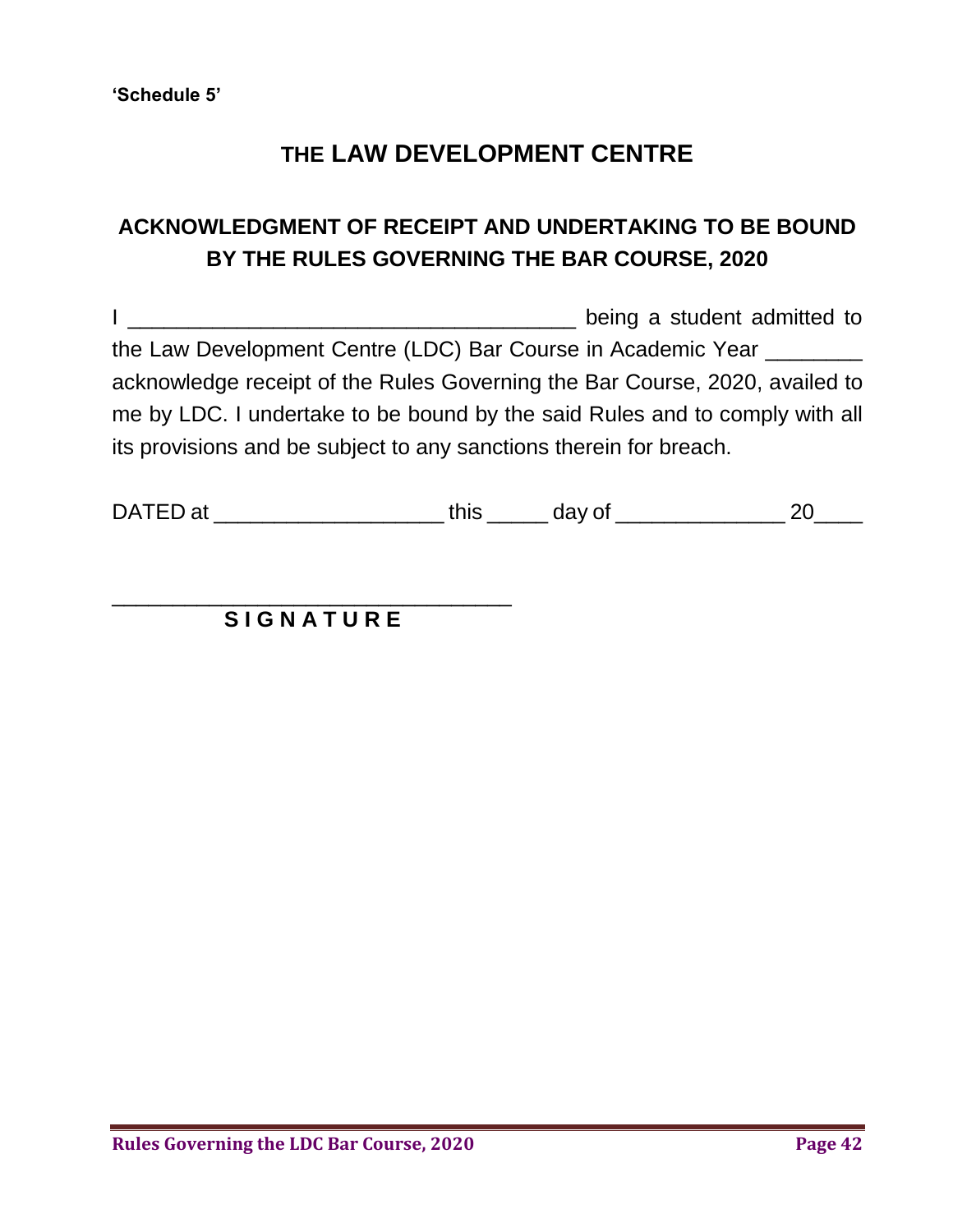**'Schedule 5'**

# THE LAW DEVELOPMENT CENTRE

## ACKNOWLEDGMENT OF RECEIPT AND UNDERTAKING TO BE BOUND BY THE RULES GOVERNING THE BAR COURSE, 2020

I _____________________________________ being a student admitted to the Law Development Centre (LDC) Bar Course in Academic Year ________ acknowledge receipt of the Rules Governing the Bar Course, 2020, availed to me by LDC. I undertake to be bound by the said Rules and to comply with all its provisions and be subject to any sanctions therein for breach.

DATED at ___________________ this _____ day of ______________ 20____

__________________________________

**S I G N A T U R E**